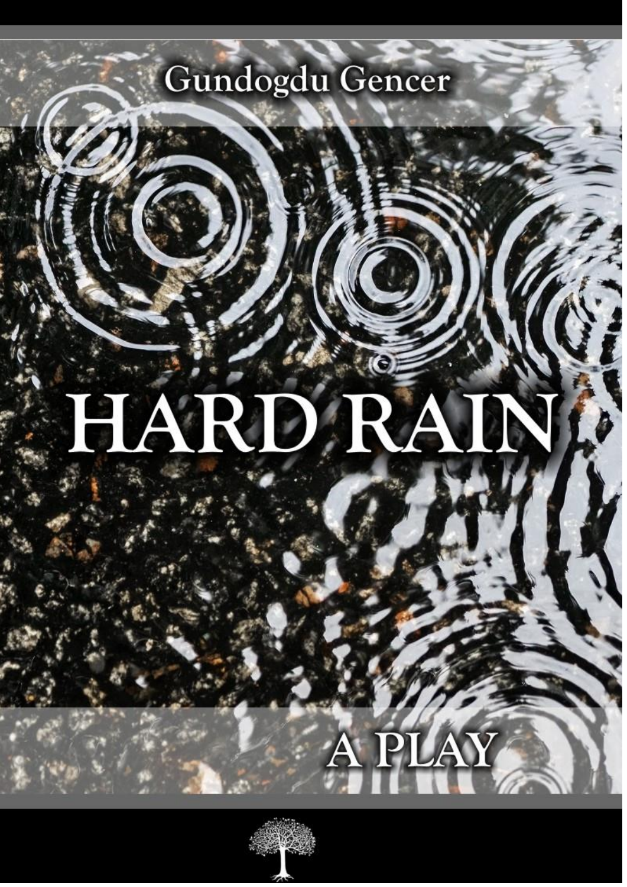Gundogdu Gencer

# HARD RAIN

A PLAY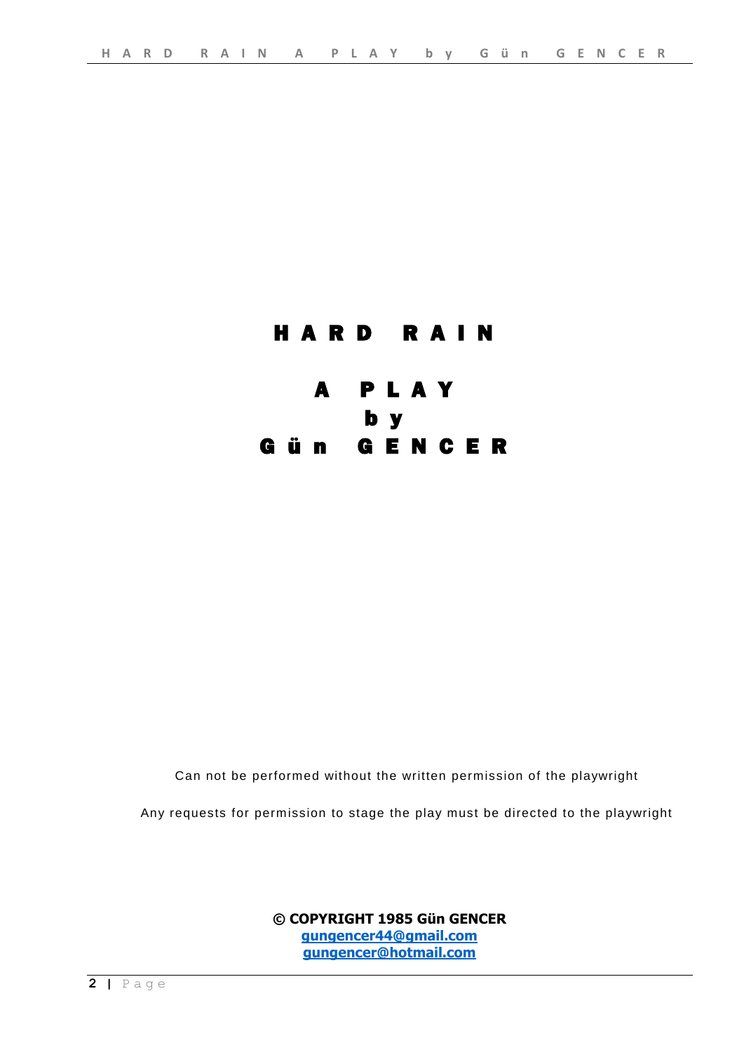# HARD RAIN

## A PLAY
## by
## Gün GENCER

Can not be performed without the written permission of the playwright

Any requests for permission to stage the play must be directed to the playwright

**© COPYRIGHT 1985 Gün GENCER**
**gungencer44@gmail.com**
**gungencer@hotmail.com**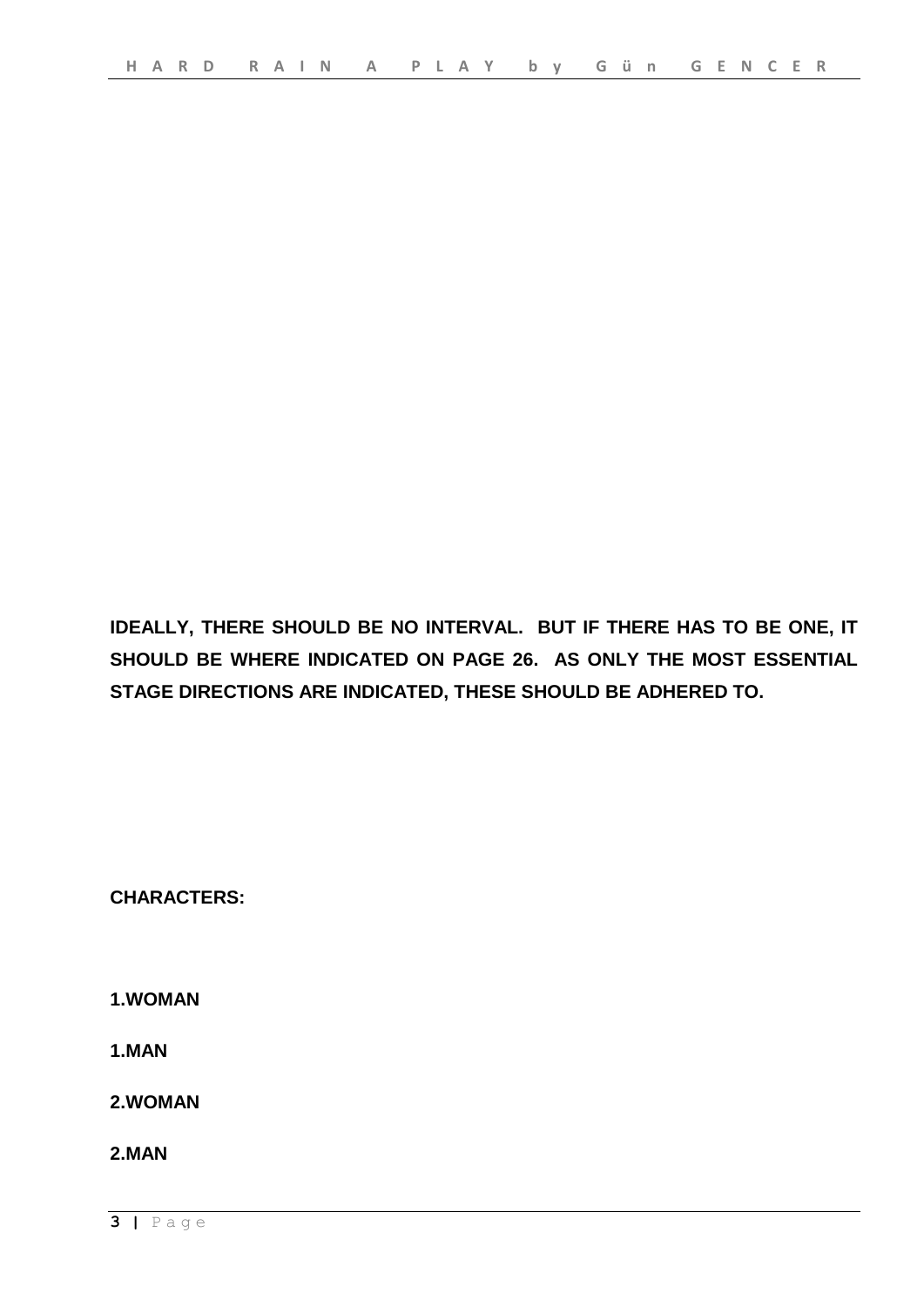**IDEALLY, THERE SHOULD BE NO INTERVAL. BUT IF THERE HAS TO BE ONE, IT SHOULD BE WHERE INDICATED ON PAGE 26. AS ONLY THE MOST ESSENTIAL STAGE DIRECTIONS ARE INDICATED, THESE SHOULD BE ADHERED TO.**

**CHARACTERS:**

**1.WOMAN**

**1.MAN**

**2.WOMAN**

**2.MAN**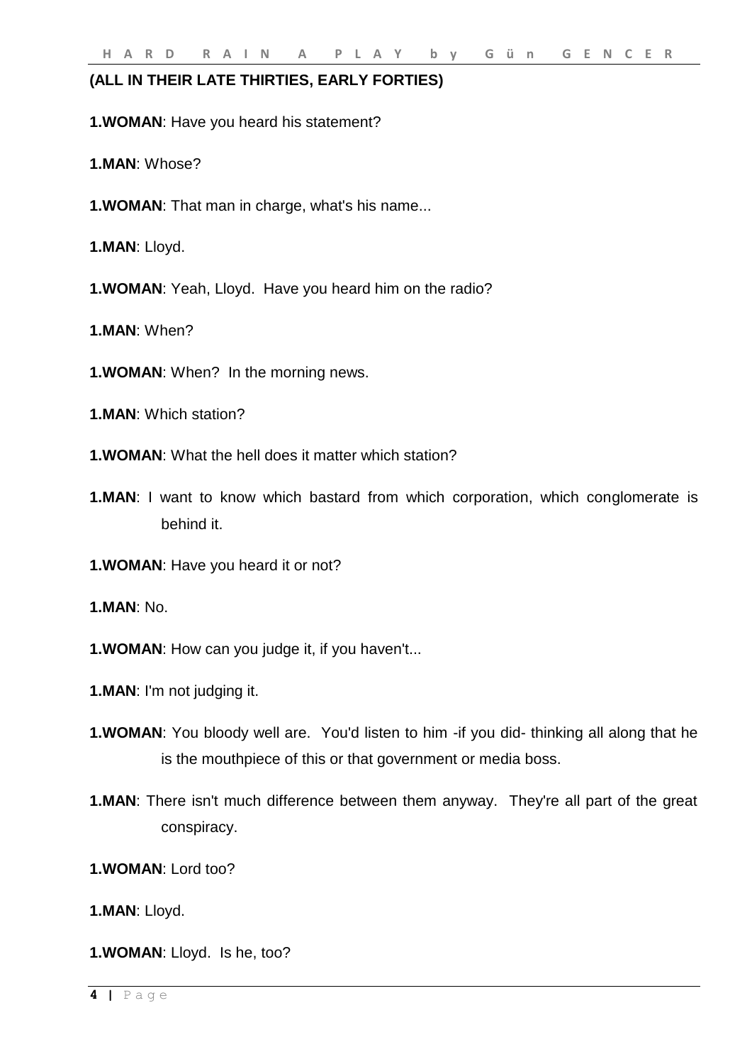**(ALL IN THEIR LATE THIRTIES, EARLY FORTIES)**

**1.WOMAN**: Have you heard his statement?

**1.MAN**: Whose?

**1.WOMAN**: That man in charge, what's his name...

**1.MAN**: Lloyd.

**1.WOMAN**: Yeah, Lloyd. Have you heard him on the radio?

**1.MAN**: When?

**1.WOMAN**: When? In the morning news.

**1.MAN**: Which station?

**1.WOMAN**: What the hell does it matter which station?

**1.MAN**: I want to know which bastard from which corporation, which conglomerate is behind it.

**1.WOMAN**: Have you heard it or not?

**1.MAN**: No.

**1.WOMAN**: How can you judge it, if you haven't...

**1.MAN**: I'm not judging it.

**1.WOMAN**: You bloody well are. You'd listen to him -if you did- thinking all along that he is the mouthpiece of this or that government or media boss.

**1.MAN**: There isn't much difference between them anyway. They're all part of the great conspiracy.

**1.WOMAN**: Lord too?

**1.MAN**: Lloyd.

**1.WOMAN**: Lloyd. Is he, too?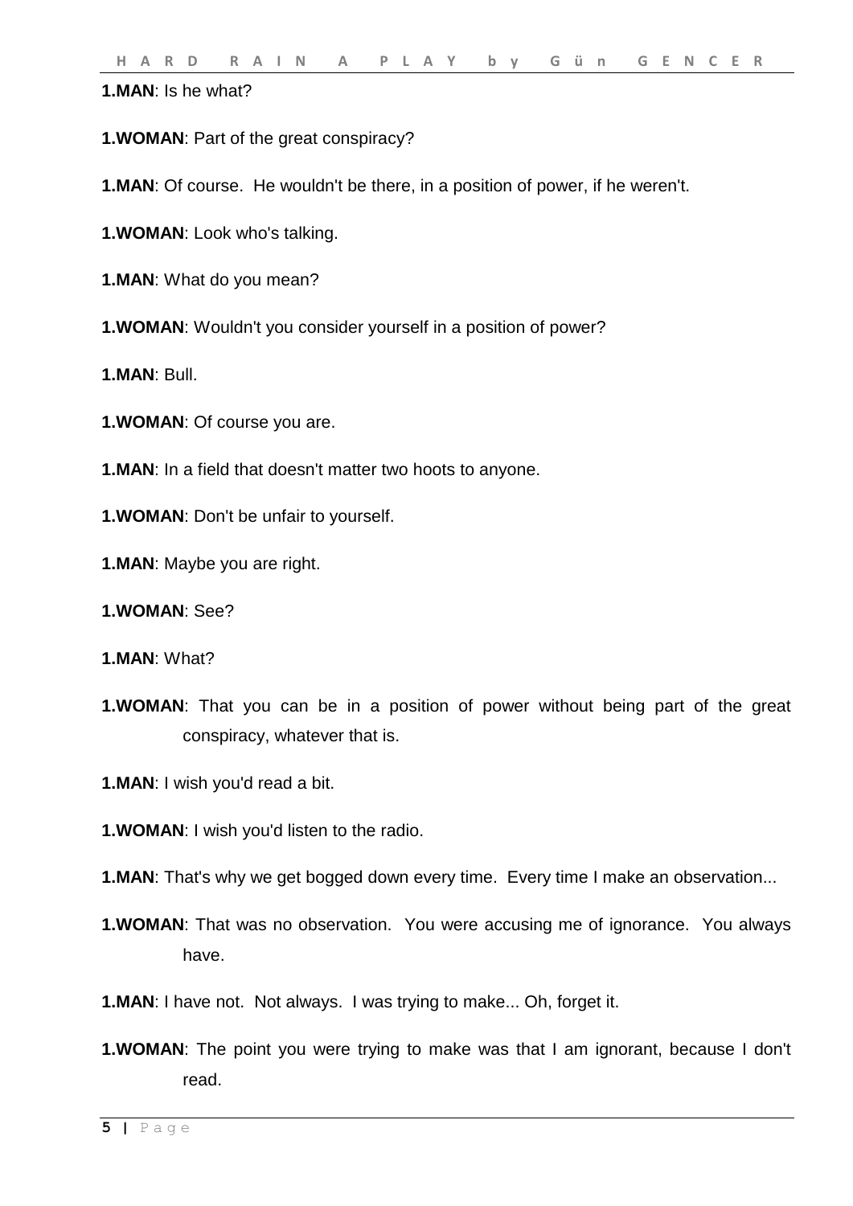**1.MAN**: Is he what?

**1.WOMAN**: Part of the great conspiracy?

**1.MAN**: Of course. He wouldn't be there, in a position of power, if he weren't.

**1.WOMAN**: Look who's talking.

**1.MAN**: What do you mean?

**1.WOMAN**: Wouldn't you consider yourself in a position of power?

**1.MAN**: Bull.

**1.WOMAN**: Of course you are.

**1.MAN**: In a field that doesn't matter two hoots to anyone.

**1.WOMAN**: Don't be unfair to yourself.

**1.MAN**: Maybe you are right.

**1.WOMAN**: See?

**1.MAN**: What?

**1.WOMAN**: That you can be in a position of power without being part of the great conspiracy, whatever that is.

**1.MAN**: I wish you'd read a bit.

**1.WOMAN**: I wish you'd listen to the radio.

**1.MAN**: That's why we get bogged down every time. Every time I make an observation...

**1.WOMAN**: That was no observation. You were accusing me of ignorance. You always have.

**1.MAN**: I have not. Not always. I was trying to make... Oh, forget it.

**1.WOMAN**: The point you were trying to make was that I am ignorant, because I don't read.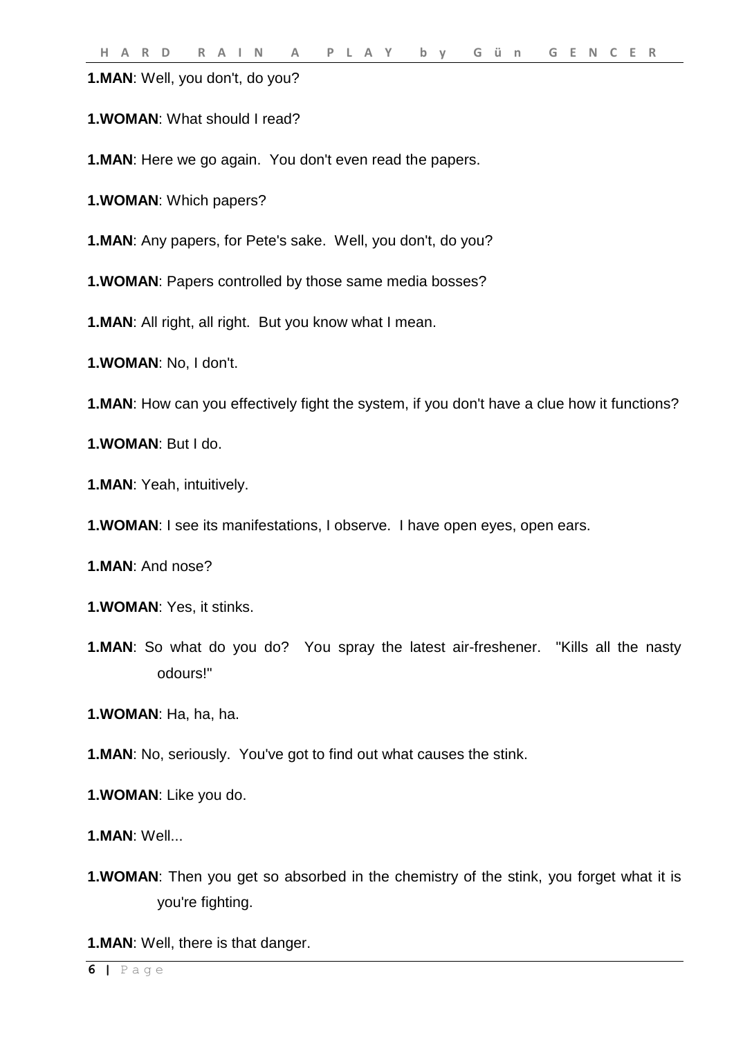**1.MAN**: Well, you don't, do you?

**1.WOMAN**: What should I read?

**1.MAN**: Here we go again. You don't even read the papers.

**1.WOMAN**: Which papers?

**1.MAN**: Any papers, for Pete's sake. Well, you don't, do you?

**1.WOMAN**: Papers controlled by those same media bosses?

**1.MAN**: All right, all right. But you know what I mean.

**1.WOMAN**: No, I don't.

**1.MAN**: How can you effectively fight the system, if you don't have a clue how it functions?

**1.WOMAN**: But I do.

**1.MAN**: Yeah, intuitively.

**1.WOMAN**: I see its manifestations, I observe. I have open eyes, open ears.

**1.MAN**: And nose?

**1.WOMAN**: Yes, it stinks.

**1.MAN**: So what do you do? You spray the latest air-freshener. "Kills all the nasty odours!"

**1.WOMAN**: Ha, ha, ha.

**1.MAN**: No, seriously. You've got to find out what causes the stink.

**1.WOMAN**: Like you do.

**1.MAN**: Well...

**1.WOMAN**: Then you get so absorbed in the chemistry of the stink, you forget what it is you're fighting.

**1.MAN**: Well, there is that danger.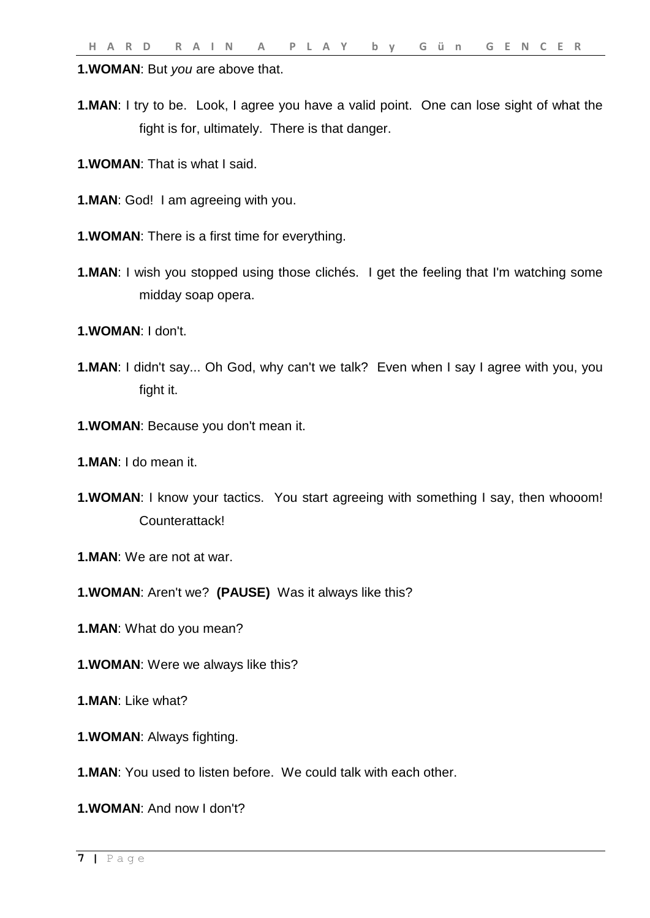**1.WOMAN**: But *you* are above that.

**1.MAN**: I try to be. Look, I agree you have a valid point. One can lose sight of what the fight is for, ultimately. There is that danger.

**1.WOMAN**: That is what I said.

**1.MAN**: God! I am agreeing with you.

**1.WOMAN**: There is a first time for everything.

**1.MAN**: I wish you stopped using those clichés. I get the feeling that I'm watching some midday soap opera.

**1.WOMAN**: I don't.

**1.MAN**: I didn't say... Oh God, why can't we talk? Even when I say I agree with you, you fight it.

**1.WOMAN**: Because you don't mean it.

**1.MAN**: I do mean it.

**1.WOMAN**: I know your tactics. You start agreeing with something I say, then whooom! Counterattack!

**1.MAN**: We are not at war.

**1.WOMAN**: Aren't we? **(PAUSE)** Was it always like this?

**1.MAN**: What do you mean?

**1.WOMAN**: Were we always like this?

**1.MAN**: Like what?

**1.WOMAN**: Always fighting.

**1.MAN**: You used to listen before. We could talk with each other.

**1.WOMAN**: And now I don't?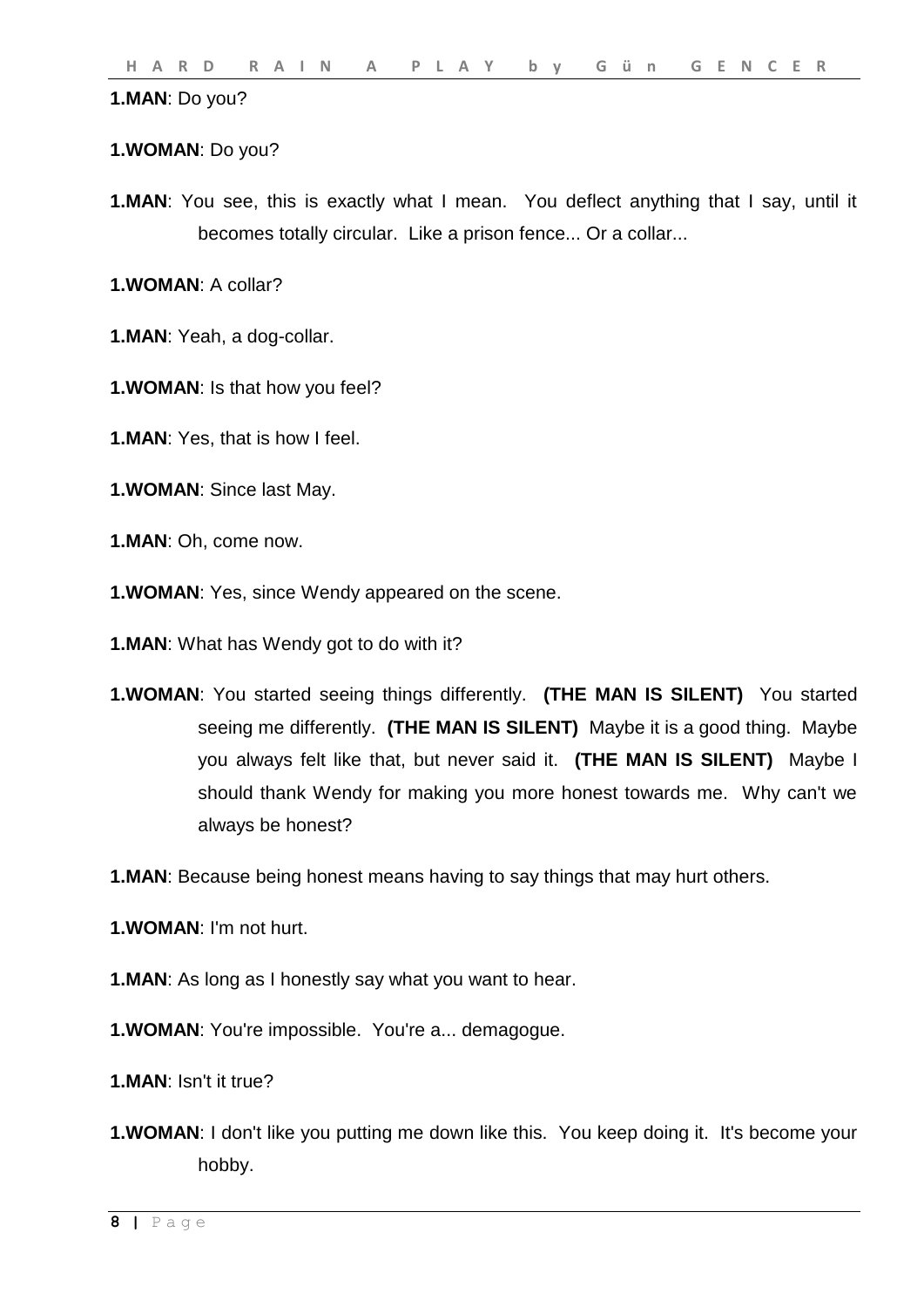**1.MAN**: Do you?

**1.WOMAN**: Do you?

**1.MAN**: You see, this is exactly what I mean. You deflect anything that I say, until it becomes totally circular. Like a prison fence... Or a collar...

**1.WOMAN**: A collar?

**1.MAN**: Yeah, a dog-collar.

**1.WOMAN**: Is that how you feel?

**1.MAN**: Yes, that is how I feel.

**1.WOMAN**: Since last May.

**1.MAN**: Oh, come now.

**1.WOMAN**: Yes, since Wendy appeared on the scene.

**1.MAN**: What has Wendy got to do with it?

**1.WOMAN**: You started seeing things differently. **(THE MAN IS SILENT)** You started seeing me differently. **(THE MAN IS SILENT)** Maybe it is a good thing. Maybe you always felt like that, but never said it. **(THE MAN IS SILENT)** Maybe I should thank Wendy for making you more honest towards me. Why can't we always be honest?

**1.MAN**: Because being honest means having to say things that may hurt others.

**1.WOMAN**: I'm not hurt.

**1.MAN**: As long as I honestly say what you want to hear.

**1.WOMAN**: You're impossible. You're a... demagogue.

**1.MAN**: Isn't it true?

**1.WOMAN**: I don't like you putting me down like this. You keep doing it. It's become your hobby.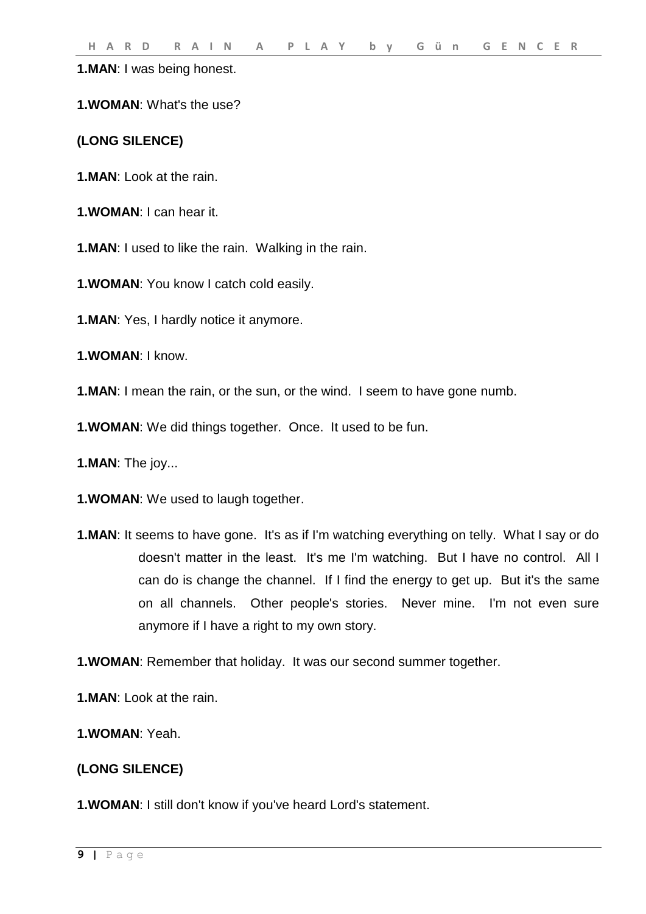**1.MAN**: I was being honest.

**1.WOMAN**: What's the use?

**(LONG SILENCE)**

**1.MAN**: Look at the rain.

**1.WOMAN**: I can hear it.

**1.MAN**: I used to like the rain. Walking in the rain.

**1.WOMAN**: You know I catch cold easily.

**1.MAN**: Yes, I hardly notice it anymore.

**1.WOMAN**: I know.

**1.MAN**: I mean the rain, or the sun, or the wind. I seem to have gone numb.

**1.WOMAN**: We did things together. Once. It used to be fun.

**1.MAN**: The joy...

**1.WOMAN**: We used to laugh together.

**1.MAN**: It seems to have gone. It's as if I'm watching everything on telly. What I say or do doesn't matter in the least. It's me I'm watching. But I have no control. All I can do is change the channel. If I find the energy to get up. But it's the same on all channels. Other people's stories. Never mine. I'm not even sure anymore if I have a right to my own story.

**1.WOMAN**: Remember that holiday. It was our second summer together.

**1.MAN**: Look at the rain.

**1.WOMAN**: Yeah.

**(LONG SILENCE)**

**1.WOMAN**: I still don't know if you've heard Lord's statement.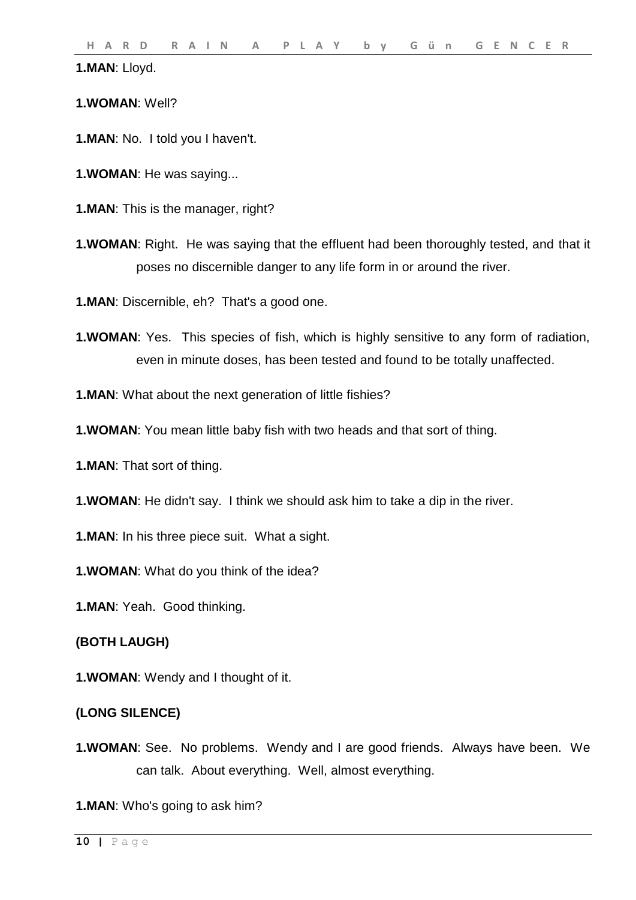**1.MAN**: Lloyd.

**1.WOMAN**: Well?

**1.MAN**: No. I told you I haven't.

**1.WOMAN**: He was saying...

**1.MAN**: This is the manager, right?

**1.WOMAN**: Right. He was saying that the effluent had been thoroughly tested, and that it poses no discernible danger to any life form in or around the river.

**1.MAN**: Discernible, eh? That's a good one.

**1.WOMAN**: Yes. This species of fish, which is highly sensitive to any form of radiation, even in minute doses, has been tested and found to be totally unaffected.

**1.MAN**: What about the next generation of little fishies?

**1.WOMAN**: You mean little baby fish with two heads and that sort of thing.

**1.MAN**: That sort of thing.

**1.WOMAN**: He didn't say. I think we should ask him to take a dip in the river.

**1.MAN**: In his three piece suit. What a sight.

**1.WOMAN**: What do you think of the idea?

**1.MAN**: Yeah. Good thinking.

**(BOTH LAUGH)**

**1.WOMAN**: Wendy and I thought of it.

**(LONG SILENCE)**

**1.WOMAN**: See. No problems. Wendy and I are good friends. Always have been. We can talk. About everything. Well, almost everything.

**1.MAN**: Who's going to ask him?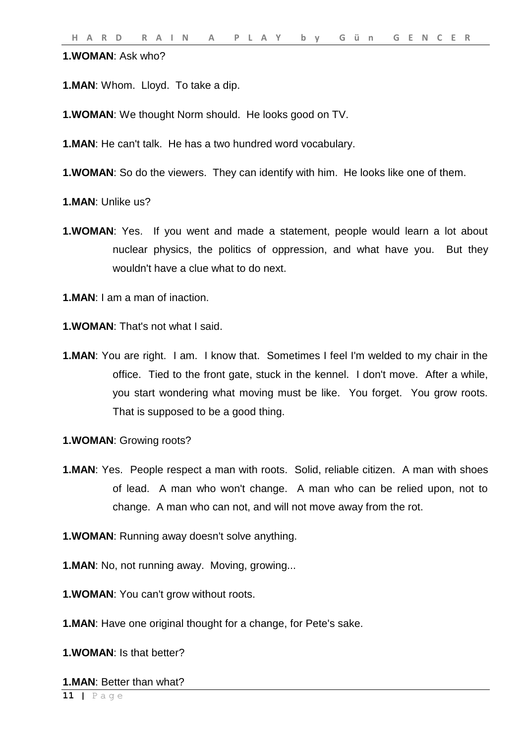**1.WOMAN**: Ask who?

**1.MAN**: Whom. Lloyd. To take a dip.

**1.WOMAN**: We thought Norm should. He looks good on TV.

**1.MAN**: He can't talk. He has a two hundred word vocabulary.

**1.WOMAN**: So do the viewers. They can identify with him. He looks like one of them.

**1.MAN**: Unlike us?

**1.WOMAN**: Yes. If you went and made a statement, people would learn a lot about nuclear physics, the politics of oppression, and what have you. But they wouldn't have a clue what to do next.

**1.MAN**: I am a man of inaction.

**1.WOMAN**: That's not what I said.

**1.MAN**: You are right. I am. I know that. Sometimes I feel I'm welded to my chair in the office. Tied to the front gate, stuck in the kennel. I don't move. After a while, you start wondering what moving must be like. You forget. You grow roots. That is supposed to be a good thing.

**1.WOMAN**: Growing roots?

**1.MAN**: Yes. People respect a man with roots. Solid, reliable citizen. A man with shoes of lead. A man who won't change. A man who can be relied upon, not to change. A man who can not, and will not move away from the rot.

**1.WOMAN**: Running away doesn't solve anything.

**1.MAN**: No, not running away. Moving, growing...

**1.WOMAN**: You can't grow without roots.

**1.MAN**: Have one original thought for a change, for Pete's sake.

**1.WOMAN**: Is that better?

**1.MAN**: Better than what?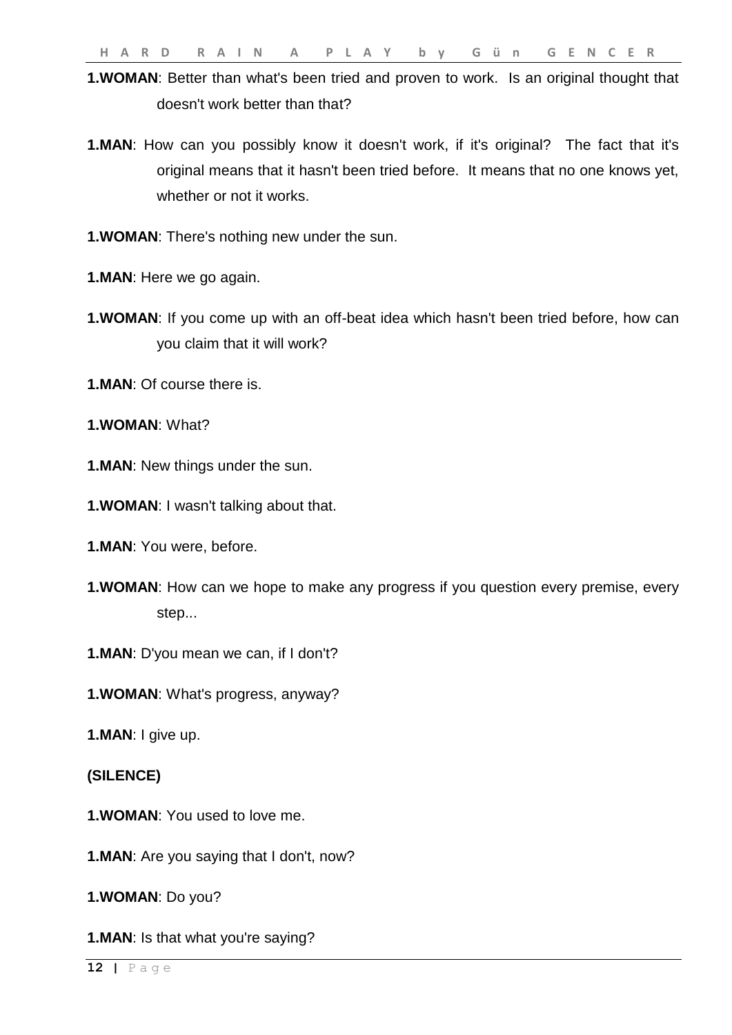**1.WOMAN**: Better than what's been tried and proven to work. Is an original thought that doesn't work better than that?

**1.MAN**: How can you possibly know it doesn't work, if it's original? The fact that it's original means that it hasn't been tried before. It means that no one knows yet, whether or not it works.

**1.WOMAN**: There's nothing new under the sun.

**1.MAN**: Here we go again.

**1.WOMAN**: If you come up with an off-beat idea which hasn't been tried before, how can you claim that it will work?

**1.MAN**: Of course there is.

**1.WOMAN**: What?

**1.MAN**: New things under the sun.

**1.WOMAN**: I wasn't talking about that.

**1.MAN**: You were, before.

**1.WOMAN**: How can we hope to make any progress if you question every premise, every step...

**1.MAN**: D'you mean we can, if I don't?

**1.WOMAN**: What's progress, anyway?

**1.MAN**: I give up.

**(SILENCE)**

**1.WOMAN**: You used to love me.

**1.MAN**: Are you saying that I don't, now?

**1.WOMAN**: Do you?

**1.MAN**: Is that what you're saying?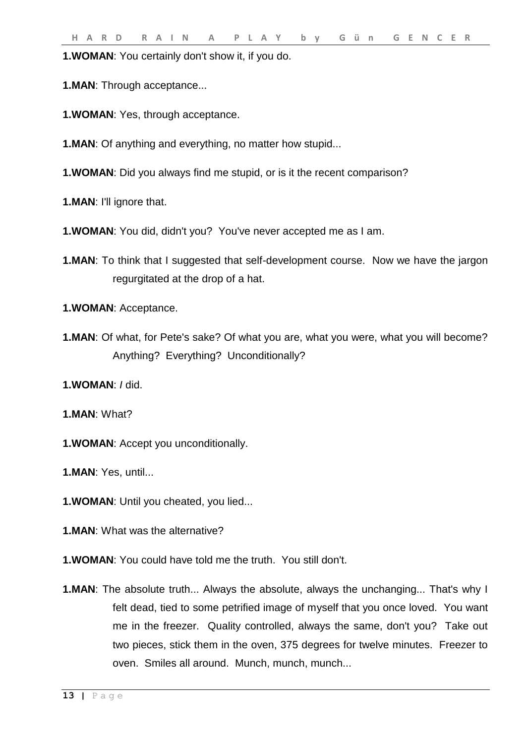**1.WOMAN**: You certainly don't show it, if you do.

**1.MAN**: Through acceptance...

**1.WOMAN**: Yes, through acceptance.

**1.MAN**: Of anything and everything, no matter how stupid...

**1.WOMAN**: Did you always find me stupid, or is it the recent comparison?

**1.MAN**: I'll ignore that.

**1.WOMAN**: You did, didn't you? You've never accepted me as I am.

**1.MAN**: To think that I suggested that self-development course. Now we have the jargon regurgitated at the drop of a hat.

**1.WOMAN**: Acceptance.

**1.MAN**: Of what, for Pete's sake? Of what you are, what you were, what you will become? Anything? Everything? Unconditionally?

**1.WOMAN**: *I* did.

**1.MAN**: What?

**1.WOMAN**: Accept you unconditionally.

**1.MAN**: Yes, until...

**1.WOMAN**: Until you cheated, you lied...

**1.MAN**: What was the alternative?

**1.WOMAN**: You could have told me the truth. You still don't.

**1.MAN**: The absolute truth... Always the absolute, always the unchanging... That's why I felt dead, tied to some petrified image of myself that you once loved. You want me in the freezer. Quality controlled, always the same, don't you? Take out two pieces, stick them in the oven, 375 degrees for twelve minutes. Freezer to oven. Smiles all around. Munch, munch, munch...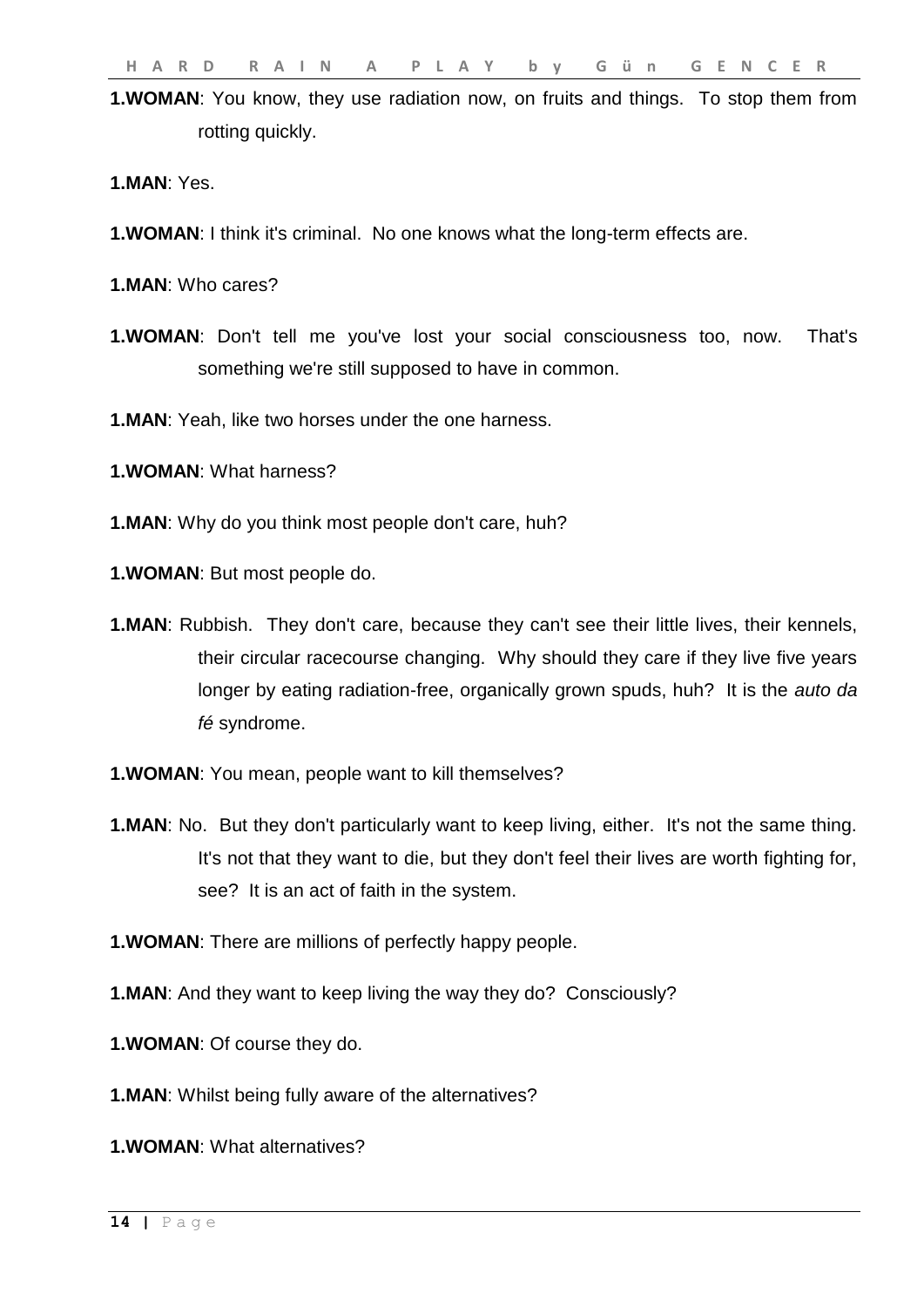**1.WOMAN**: You know, they use radiation now, on fruits and things. To stop them from rotting quickly.

**1.MAN**: Yes.

**1.WOMAN**: I think it's criminal. No one knows what the long-term effects are.

**1.MAN**: Who cares?

**1.WOMAN**: Don't tell me you've lost your social consciousness too, now. That's something we're still supposed to have in common.

**1.MAN**: Yeah, like two horses under the one harness.

**1.WOMAN**: What harness?

**1.MAN**: Why do you think most people don't care, huh?

**1.WOMAN**: But most people do.

**1.MAN**: Rubbish. They don't care, because they can't see their little lives, their kennels, their circular racecourse changing. Why should they care if they live five years longer by eating radiation-free, organically grown spuds, huh? It is the *auto da fé* syndrome.

**1.WOMAN**: You mean, people want to kill themselves?

**1.MAN**: No. But they don't particularly want to keep living, either. It's not the same thing. It's not that they want to die, but they don't feel their lives are worth fighting for, see? It is an act of faith in the system.

**1.WOMAN**: There are millions of perfectly happy people.

**1.MAN**: And they want to keep living the way they do? Consciously?

**1.WOMAN**: Of course they do.

**1.MAN**: Whilst being fully aware of the alternatives?

**1.WOMAN**: What alternatives?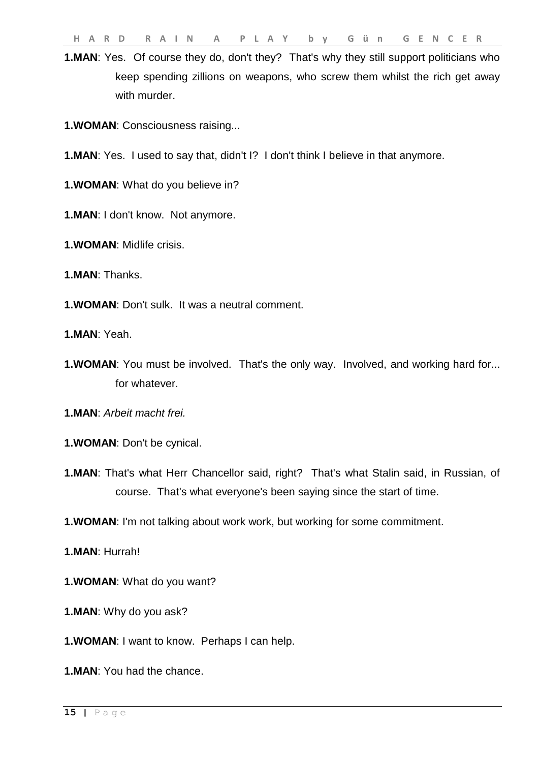**1.MAN**: Yes. Of course they do, don't they? That's why they still support politicians who keep spending zillions on weapons, who screw them whilst the rich get away with murder.

**1.WOMAN**: Consciousness raising...

**1.MAN**: Yes. I used to say that, didn't I? I don't think I believe in that anymore.

**1.WOMAN**: What do you believe in?

**1.MAN**: I don't know. Not anymore.

**1.WOMAN**: Midlife crisis.

**1.MAN**: Thanks.

**1.WOMAN**: Don't sulk. It was a neutral comment.

**1.MAN**: Yeah.

**1.WOMAN**: You must be involved. That's the only way. Involved, and working hard for... for whatever.

**1.MAN**: *Arbeit macht frei.*

**1.WOMAN**: Don't be cynical.

**1.MAN**: That's what Herr Chancellor said, right? That's what Stalin said, in Russian, of course. That's what everyone's been saying since the start of time.

**1.WOMAN**: I'm not talking about work work, but working for some commitment.

**1.MAN**: Hurrah!

**1.WOMAN**: What do you want?

**1.MAN**: Why do you ask?

**1.WOMAN**: I want to know. Perhaps I can help.

**1.MAN**: You had the chance.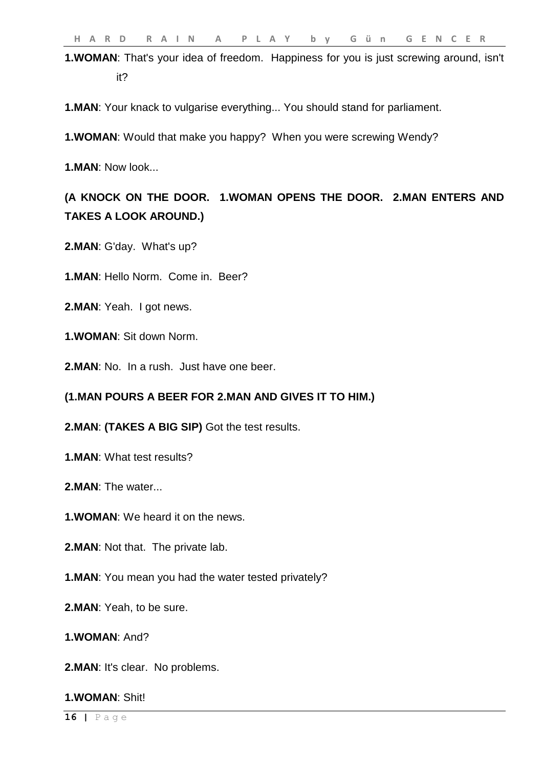**1.WOMAN**: That's your idea of freedom. Happiness for you is just screwing around, isn't it?

**1.MAN**: Your knack to vulgarise everything... You should stand for parliament.

**1.WOMAN**: Would that make you happy? When you were screwing Wendy?

**1.MAN**: Now look...

**(A KNOCK ON THE DOOR. 1.WOMAN OPENS THE DOOR. 2.MAN ENTERS AND TAKES A LOOK AROUND.)**

**2.MAN**: G'day. What's up?

**1.MAN**: Hello Norm. Come in. Beer?

**2.MAN**: Yeah. I got news.

**1.WOMAN**: Sit down Norm.

**2.MAN**: No. In a rush. Just have one beer.

**(1.MAN POURS A BEER FOR 2.MAN AND GIVES IT TO HIM.)**

**2.MAN**: **(TAKES A BIG SIP)** Got the test results.

**1.MAN**: What test results?

**2.MAN**: The water...

**1.WOMAN**: We heard it on the news.

**2.MAN**: Not that. The private lab.

**1.MAN**: You mean you had the water tested privately?

**2.MAN**: Yeah, to be sure.

**1.WOMAN**: And?

**2.MAN**: It's clear. No problems.

**1.WOMAN**: Shit!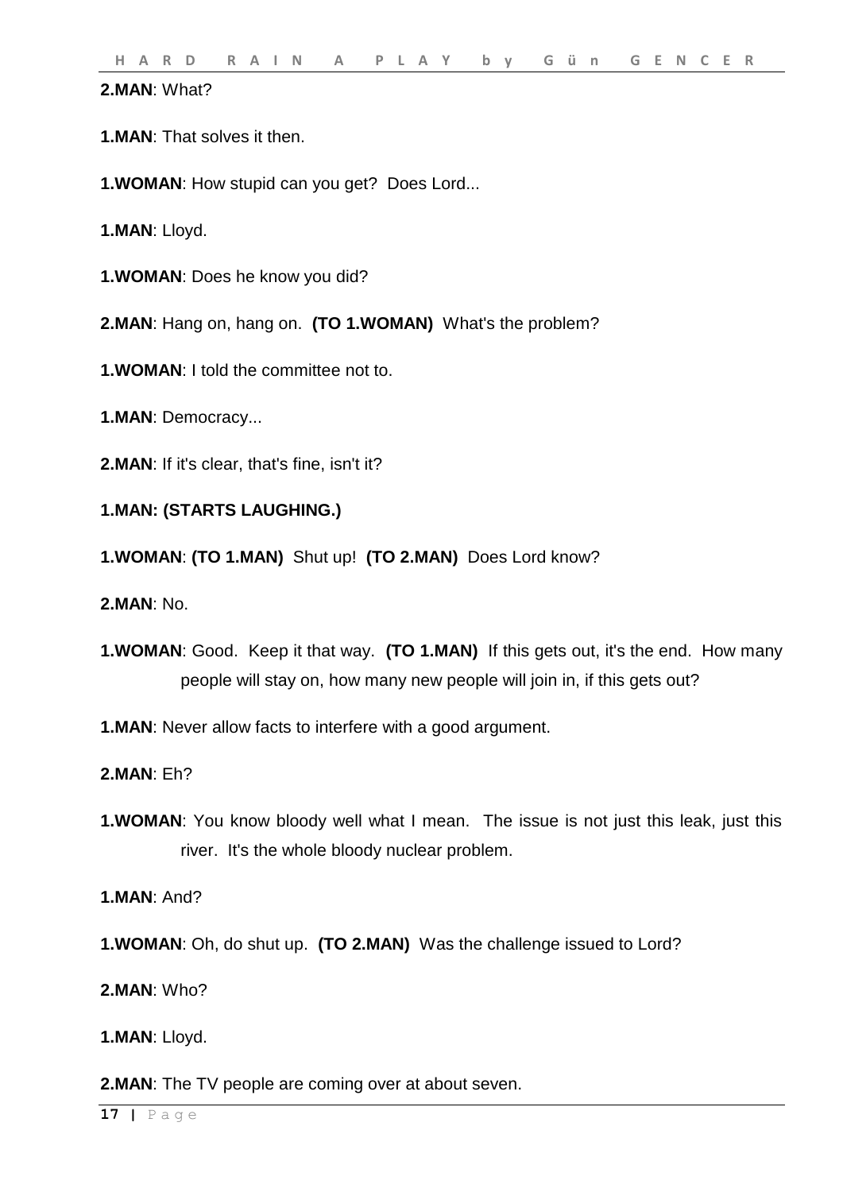**2.MAN**: What?

**1.MAN**: That solves it then.

**1.WOMAN**: How stupid can you get? Does Lord...

**1.MAN**: Lloyd.

**1.WOMAN**: Does he know you did?

**2.MAN**: Hang on, hang on. **(TO 1.WOMAN)** What's the problem?

**1.WOMAN**: I told the committee not to.

**1.MAN**: Democracy...

**2.MAN**: If it's clear, that's fine, isn't it?

**1.MAN: (STARTS LAUGHING.)**

**1.WOMAN**: **(TO 1.MAN)** Shut up! **(TO 2.MAN)** Does Lord know?

**2.MAN**: No.

**1.WOMAN**: Good. Keep it that way. **(TO 1.MAN)** If this gets out, it's the end. How many people will stay on, how many new people will join in, if this gets out?

**1.MAN**: Never allow facts to interfere with a good argument.

**2.MAN**: Eh?

**1.WOMAN**: You know bloody well what I mean. The issue is not just this leak, just this river. It's the whole bloody nuclear problem.

**1.MAN**: And?

**1.WOMAN**: Oh, do shut up. **(TO 2.MAN)** Was the challenge issued to Lord?

**2.MAN**: Who?

**1.MAN**: Lloyd.

**2.MAN**: The TV people are coming over at about seven.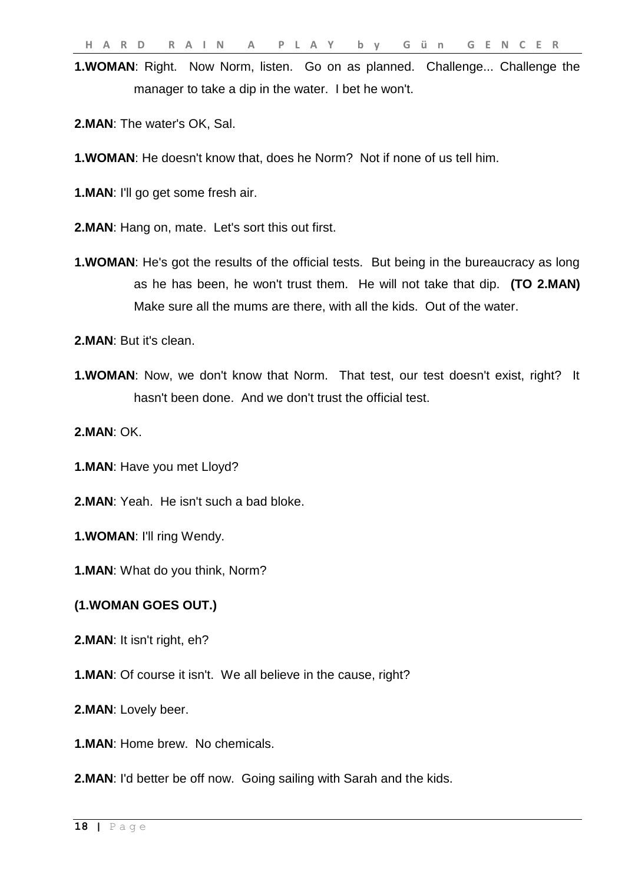**1.WOMAN**: Right. Now Norm, listen. Go on as planned. Challenge... Challenge the manager to take a dip in the water. I bet he won't.

**2.MAN**: The water's OK, Sal.

**1.WOMAN**: He doesn't know that, does he Norm? Not if none of us tell him.

**1.MAN**: I'll go get some fresh air.

**2.MAN**: Hang on, mate. Let's sort this out first.

**1.WOMAN**: He's got the results of the official tests. But being in the bureaucracy as long as he has been, he won't trust them. He will not take that dip. **(TO 2.MAN)** Make sure all the mums are there, with all the kids. Out of the water.

**2.MAN**: But it's clean.

**1.WOMAN**: Now, we don't know that Norm. That test, our test doesn't exist, right? It hasn't been done. And we don't trust the official test.

**2.MAN**: OK.

**1.MAN**: Have you met Lloyd?

**2.MAN**: Yeah. He isn't such a bad bloke.

**1.WOMAN**: I'll ring Wendy.

**1.MAN**: What do you think, Norm?

**(1.WOMAN GOES OUT.)**

**2.MAN**: It isn't right, eh?

**1.MAN**: Of course it isn't. We all believe in the cause, right?

**2.MAN**: Lovely beer.

**1.MAN**: Home brew. No chemicals.

**2.MAN**: I'd better be off now. Going sailing with Sarah and the kids.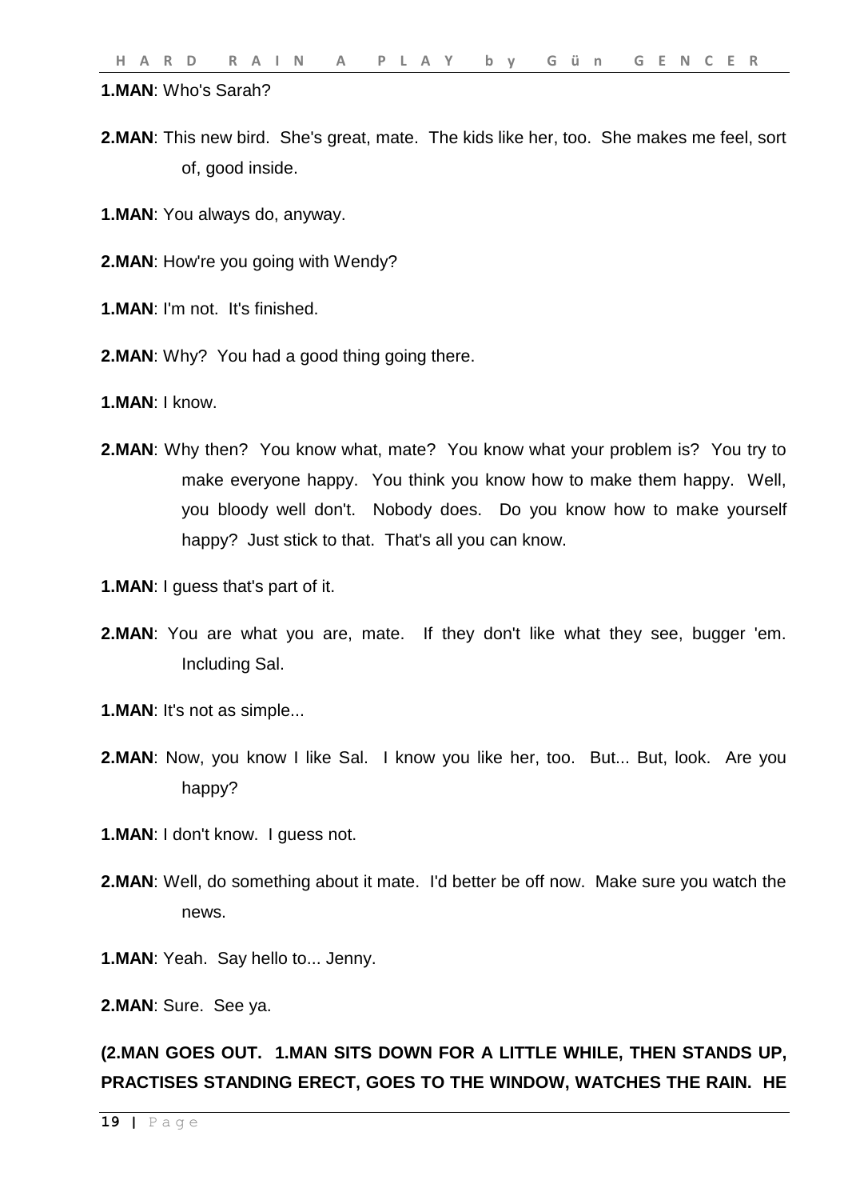**1.MAN**: Who's Sarah?

**2.MAN**: This new bird. She's great, mate. The kids like her, too. She makes me feel, sort of, good inside.

**1.MAN**: You always do, anyway.

**2.MAN**: How're you going with Wendy?

**1.MAN**: I'm not. It's finished.

**2.MAN**: Why? You had a good thing going there.

**1.MAN**: I know.

**2.MAN**: Why then? You know what, mate? You know what your problem is? You try to make everyone happy. You think you know how to make them happy. Well, you bloody well don't. Nobody does. Do you know how to make yourself happy? Just stick to that. That's all you can know.

**1.MAN**: I guess that's part of it.

**2.MAN**: You are what you are, mate. If they don't like what they see, bugger 'em. Including Sal.

**1.MAN**: It's not as simple...

**2.MAN**: Now, you know I like Sal. I know you like her, too. But... But, look. Are you happy?

**1.MAN**: I don't know. I guess not.

**2.MAN**: Well, do something about it mate. I'd better be off now. Make sure you watch the news.

**1.MAN**: Yeah. Say hello to... Jenny.

**2.MAN**: Sure. See ya.

**(2.MAN GOES OUT. 1.MAN SITS DOWN FOR A LITTLE WHILE, THEN STANDS UP, PRACTISES STANDING ERECT, GOES TO THE WINDOW, WATCHES THE RAIN. HE**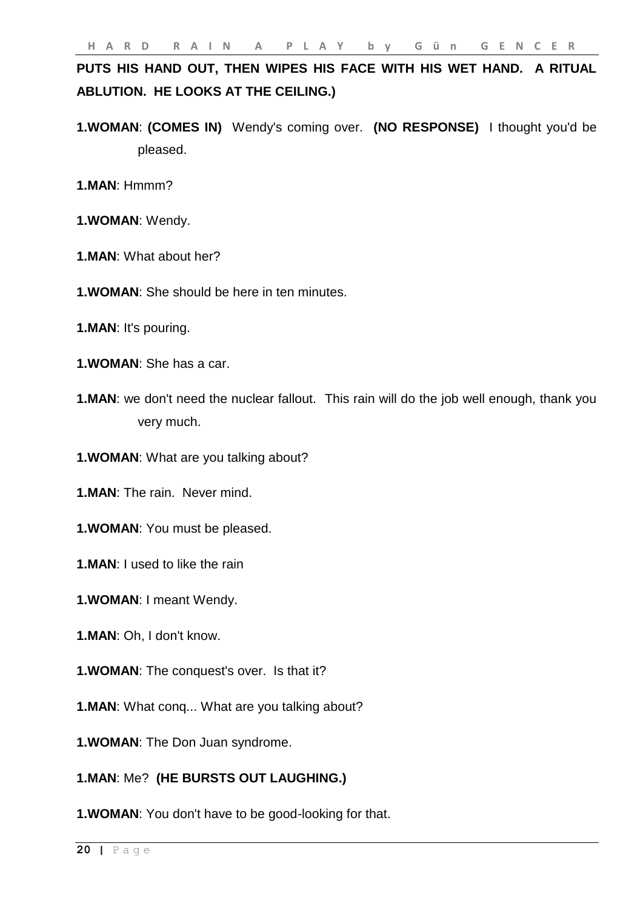**PUTS HIS HAND OUT, THEN WIPES HIS FACE WITH HIS WET HAND. A RITUAL ABLUTION. HE LOOKS AT THE CEILING.)**

**1.WOMAN**: **(COMES IN)** Wendy's coming over. **(NO RESPONSE)** I thought you'd be pleased.

**1.MAN**: Hmmm?

**1.WOMAN**: Wendy.

**1.MAN**: What about her?

**1.WOMAN**: She should be here in ten minutes.

**1.MAN**: It's pouring.

**1.WOMAN**: She has a car.

**1.MAN**: we don't need the nuclear fallout. This rain will do the job well enough, thank you very much.

**1.WOMAN**: What are you talking about?

**1.MAN**: The rain. Never mind.

**1.WOMAN**: You must be pleased.

**1.MAN**: I used to like the rain

**1.WOMAN**: I meant Wendy.

**1.MAN**: Oh, I don't know.

**1.WOMAN**: The conquest's over. Is that it?

**1.MAN**: What conq... What are you talking about?

**1.WOMAN**: The Don Juan syndrome.

**1.MAN**: Me? **(HE BURSTS OUT LAUGHING.)**

**1.WOMAN**: You don't have to be good-looking for that.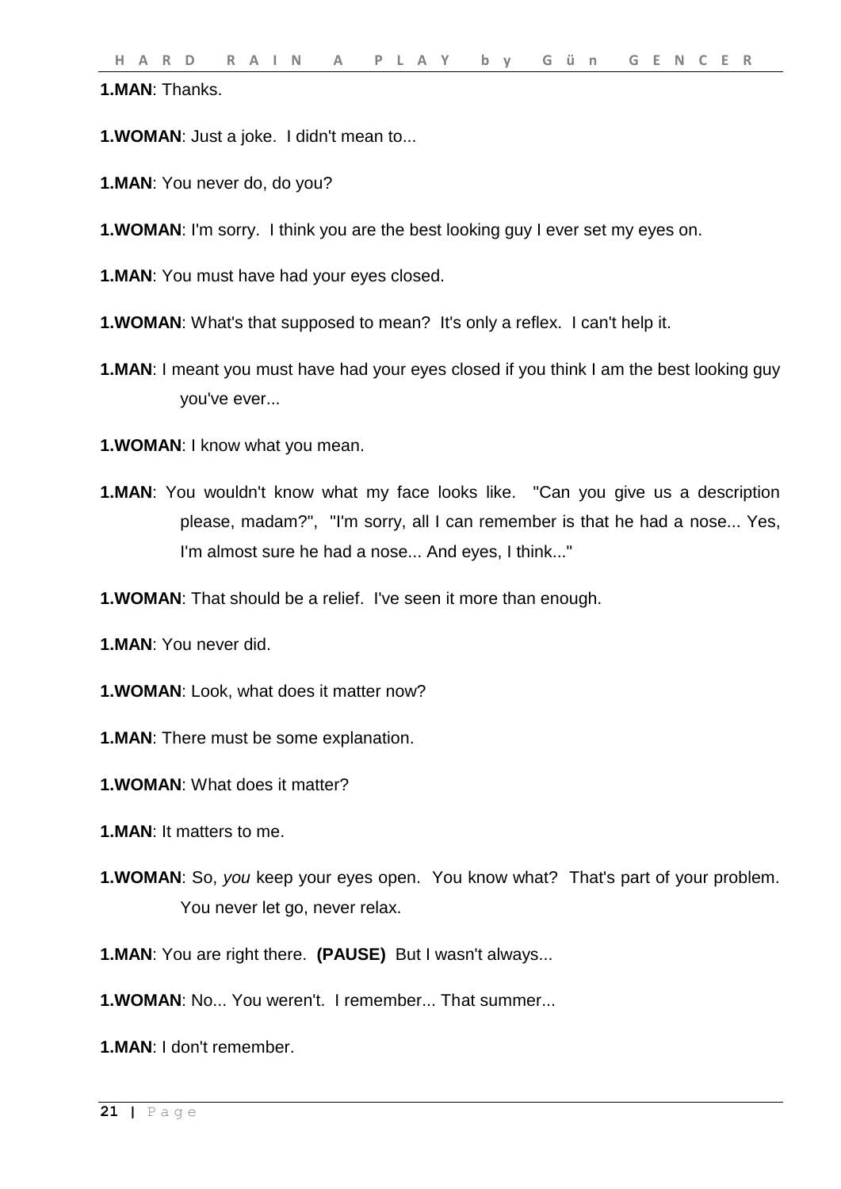**1.MAN**: Thanks.

**1.WOMAN**: Just a joke. I didn't mean to...

**1.MAN**: You never do, do you?

**1.WOMAN**: I'm sorry. I think you are the best looking guy I ever set my eyes on.

**1.MAN**: You must have had your eyes closed.

**1.WOMAN**: What's that supposed to mean? It's only a reflex. I can't help it.

**1.MAN**: I meant you must have had your eyes closed if you think I am the best looking guy you've ever...

**1.WOMAN**: I know what you mean.

**1.MAN**: You wouldn't know what my face looks like. "Can you give us a description please, madam?", "I'm sorry, all I can remember is that he had a nose... Yes, I'm almost sure he had a nose... And eyes, I think..."

**1.WOMAN**: That should be a relief. I've seen it more than enough.

**1.MAN**: You never did.

**1.WOMAN**: Look, what does it matter now?

**1.MAN**: There must be some explanation.

**1.WOMAN**: What does it matter?

**1.MAN**: It matters to me.

**1.WOMAN**: So, *you* keep your eyes open. You know what? That's part of your problem. You never let go, never relax.

**1.MAN**: You are right there. **(PAUSE)** But I wasn't always...

**1.WOMAN**: No... You weren't. I remember... That summer...

**1.MAN**: I don't remember.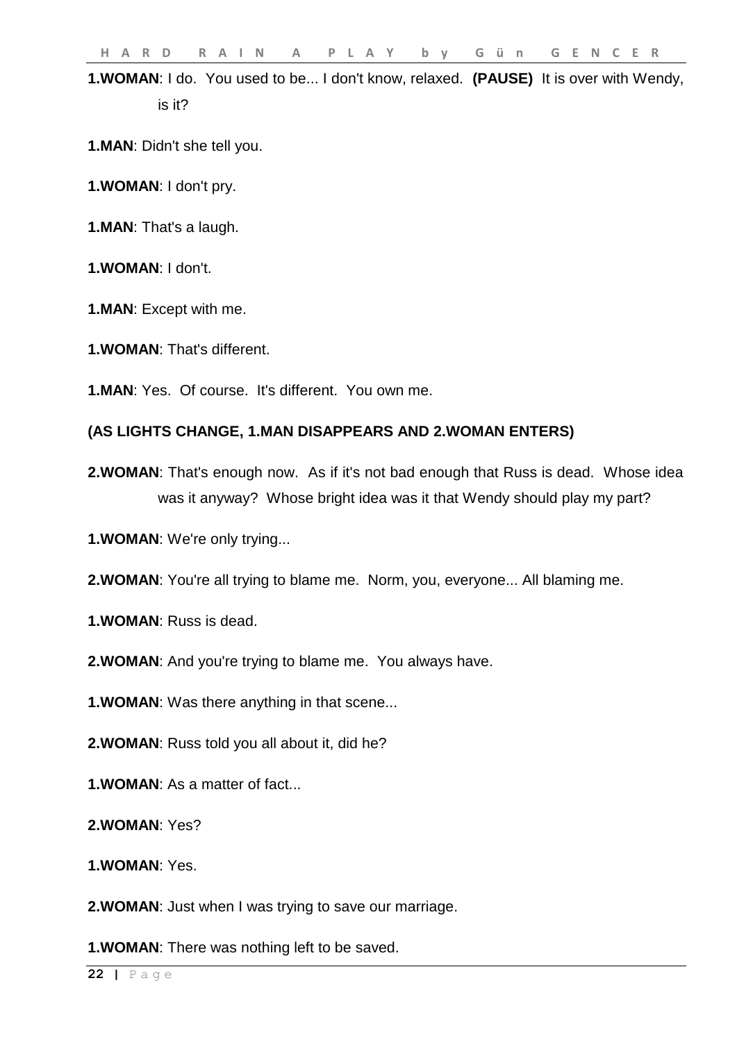**1.WOMAN**: I do. You used to be... I don't know, relaxed. **(PAUSE)** It is over with Wendy, is it?

**1.MAN**: Didn't she tell you.

**1.WOMAN**: I don't pry.

**1.MAN**: That's a laugh.

**1.WOMAN**: I don't.

**1.MAN**: Except with me.

**1.WOMAN**: That's different.

**1.MAN**: Yes. Of course. It's different. You own me.

**(AS LIGHTS CHANGE, 1.MAN DISAPPEARS AND 2.WOMAN ENTERS)**

**2.WOMAN**: That's enough now. As if it's not bad enough that Russ is dead. Whose idea was it anyway? Whose bright idea was it that Wendy should play my part?

**1.WOMAN**: We're only trying...

**2.WOMAN**: You're all trying to blame me. Norm, you, everyone... All blaming me.

**1.WOMAN**: Russ is dead.

**2.WOMAN**: And you're trying to blame me. You always have.

**1.WOMAN**: Was there anything in that scene...

**2.WOMAN**: Russ told you all about it, did he?

**1.WOMAN**: As a matter of fact...

**2.WOMAN**: Yes?

**1.WOMAN**: Yes.

**2.WOMAN**: Just when I was trying to save our marriage.

**1.WOMAN**: There was nothing left to be saved.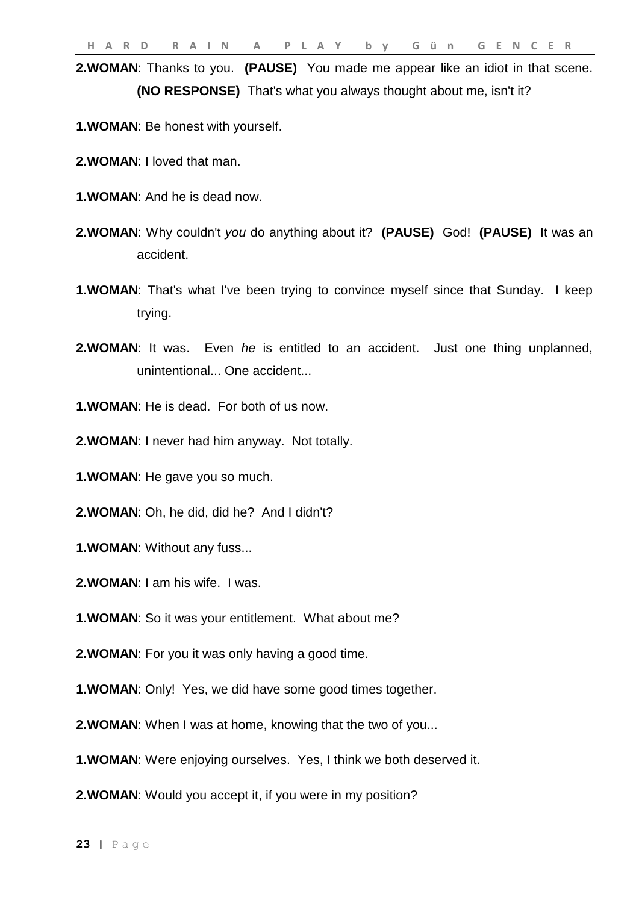**2.WOMAN**: Thanks to you. **(PAUSE)** You made me appear like an idiot in that scene. **(NO RESPONSE)** That's what you always thought about me, isn't it?

**1.WOMAN**: Be honest with yourself.

**2.WOMAN**: I loved that man.

**1.WOMAN**: And he is dead now.

**2.WOMAN**: Why couldn't *you* do anything about it? **(PAUSE)** God! **(PAUSE)** It was an accident.

**1.WOMAN**: That's what I've been trying to convince myself since that Sunday. I keep trying.

**2.WOMAN**: It was. Even *he* is entitled to an accident. Just one thing unplanned, unintentional... One accident...

**1.WOMAN**: He is dead. For both of us now.

**2.WOMAN**: I never had him anyway. Not totally.

**1.WOMAN**: He gave you so much.

**2.WOMAN**: Oh, he did, did he? And I didn't?

**1.WOMAN**: Without any fuss...

**2.WOMAN**: I am his wife. I was.

**1.WOMAN**: So it was your entitlement. What about me?

**2.WOMAN**: For you it was only having a good time.

**1.WOMAN**: Only! Yes, we did have some good times together.

**2.WOMAN**: When I was at home, knowing that the two of you...

**1.WOMAN**: Were enjoying ourselves. Yes, I think we both deserved it.

**2.WOMAN**: Would you accept it, if you were in my position?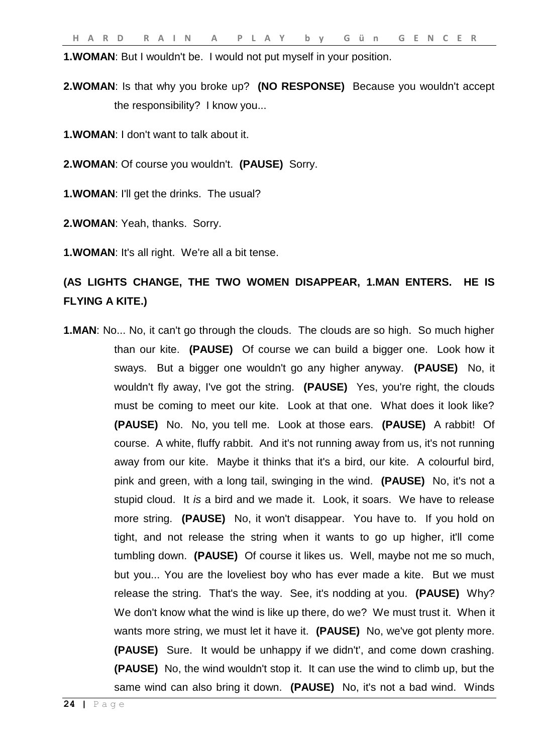**1.WOMAN**: But I wouldn't be. I would not put myself in your position.

**2.WOMAN**: Is that why you broke up? **(NO RESPONSE)** Because you wouldn't accept the responsibility? I know you...

**1.WOMAN**: I don't want to talk about it.

**2.WOMAN**: Of course you wouldn't. **(PAUSE)** Sorry.

**1.WOMAN**: I'll get the drinks. The usual?

**2.WOMAN**: Yeah, thanks. Sorry.

**1.WOMAN**: It's all right. We're all a bit tense.

**(AS LIGHTS CHANGE, THE TWO WOMEN DISAPPEAR, 1.MAN ENTERS. HE IS FLYING A KITE.)**

**1.MAN**: No... No, it can't go through the clouds. The clouds are so high. So much higher than our kite. **(PAUSE)** Of course we can build a bigger one. Look how it sways. But a bigger one wouldn't go any higher anyway. **(PAUSE)** No, it wouldn't fly away, I've got the string. **(PAUSE)** Yes, you're right, the clouds must be coming to meet our kite. Look at that one. What does it look like? **(PAUSE)** No. No, you tell me. Look at those ears. **(PAUSE)** A rabbit! Of course. A white, fluffy rabbit. And it's not running away from us, it's not running away from our kite. Maybe it thinks that it's a bird, our kite. A colourful bird, pink and green, with a long tail, swinging in the wind. **(PAUSE)** No, it's not a stupid cloud. It *is* a bird and we made it. Look, it soars. We have to release more string. **(PAUSE)** No, it won't disappear. You have to. If you hold on tight, and not release the string when it wants to go up higher, it'll come tumbling down. **(PAUSE)** Of course it likes us. Well, maybe not me so much, but you... You are the loveliest boy who has ever made a kite. But we must release the string. That's the way. See, it's nodding at you. **(PAUSE)** Why? We don't know what the wind is like up there, do we? We must trust it. When it wants more string, we must let it have it. **(PAUSE)** No, we've got plenty more. **(PAUSE)** Sure. It would be unhappy if we didn't', and come down crashing. **(PAUSE)** No, the wind wouldn't stop it. It can use the wind to climb up, but the same wind can also bring it down. **(PAUSE)** No, it's not a bad wind. Winds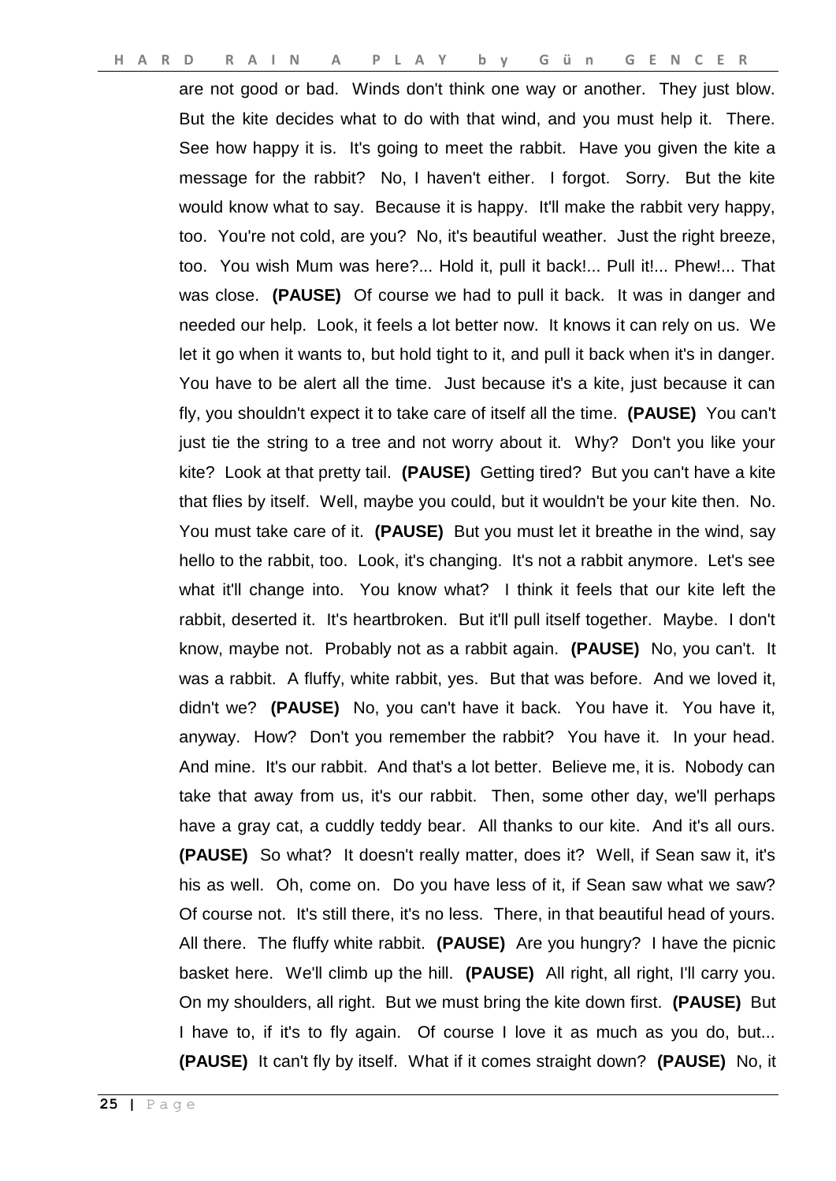are not good or bad. Winds don't think one way or another. They just blow. But the kite decides what to do with that wind, and you must help it. There. See how happy it is. It's going to meet the rabbit. Have you given the kite a message for the rabbit? No, I haven't either. I forgot. Sorry. But the kite would know what to say. Because it is happy. It'll make the rabbit very happy, too. You're not cold, are you? No, it's beautiful weather. Just the right breeze, too. You wish Mum was here?... Hold it, pull it back!... Pull it!... Phew!... That was close. **(PAUSE)** Of course we had to pull it back. It was in danger and needed our help. Look, it feels a lot better now. It knows it can rely on us. We let it go when it wants to, but hold tight to it, and pull it back when it's in danger. You have to be alert all the time. Just because it's a kite, just because it can fly, you shouldn't expect it to take care of itself all the time. **(PAUSE)** You can't just tie the string to a tree and not worry about it. Why? Don't you like your kite? Look at that pretty tail. **(PAUSE)** Getting tired? But you can't have a kite that flies by itself. Well, maybe you could, but it wouldn't be your kite then. No. You must take care of it. **(PAUSE)** But you must let it breathe in the wind, say hello to the rabbit, too. Look, it's changing. It's not a rabbit anymore. Let's see what it'll change into. You know what? I think it feels that our kite left the rabbit, deserted it. It's heartbroken. But it'll pull itself together. Maybe. I don't know, maybe not. Probably not as a rabbit again. **(PAUSE)** No, you can't. It was a rabbit. A fluffy, white rabbit, yes. But that was before. And we loved it, didn't we? **(PAUSE)** No, you can't have it back. You have it. You have it, anyway. How? Don't you remember the rabbit? You have it. In your head. And mine. It's our rabbit. And that's a lot better. Believe me, it is. Nobody can take that away from us, it's our rabbit. Then, some other day, we'll perhaps have a gray cat, a cuddly teddy bear. All thanks to our kite. And it's all ours. **(PAUSE)** So what? It doesn't really matter, does it? Well, if Sean saw it, it's his as well. Oh, come on. Do you have less of it, if Sean saw what we saw? Of course not. It's still there, it's no less. There, in that beautiful head of yours. All there. The fluffy white rabbit. **(PAUSE)** Are you hungry? I have the picnic basket here. We'll climb up the hill. **(PAUSE)** All right, all right, I'll carry you. On my shoulders, all right. But we must bring the kite down first. **(PAUSE)** But I have to, if it's to fly again. Of course I love it as much as you do, but... **(PAUSE)** It can't fly by itself. What if it comes straight down? **(PAUSE)** No, it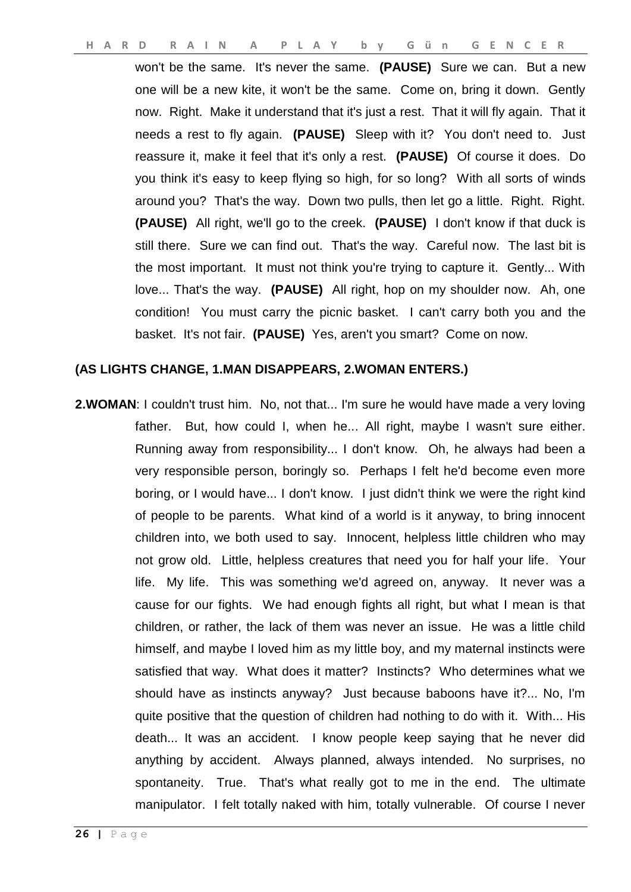won't be the same. It's never the same. **(PAUSE)** Sure we can. But a new one will be a new kite, it won't be the same. Come on, bring it down. Gently now. Right. Make it understand that it's just a rest. That it will fly again. That it needs a rest to fly again. **(PAUSE)** Sleep with it? You don't need to. Just reassure it, make it feel that it's only a rest. **(PAUSE)** Of course it does. Do you think it's easy to keep flying so high, for so long? With all sorts of winds around you? That's the way. Down two pulls, then let go a little. Right. Right. **(PAUSE)** All right, we'll go to the creek. **(PAUSE)** I don't know if that duck is still there. Sure we can find out. That's the way. Careful now. The last bit is the most important. It must not think you're trying to capture it. Gently... With love... That's the way. **(PAUSE)** All right, hop on my shoulder now. Ah, one condition! You must carry the picnic basket. I can't carry both you and the basket. It's not fair. **(PAUSE)** Yes, aren't you smart? Come on now.

**(AS LIGHTS CHANGE, 1.MAN DISAPPEARS, 2.WOMAN ENTERS.)**

**2.WOMAN**: I couldn't trust him. No, not that... I'm sure he would have made a very loving father. But, how could I, when he... All right, maybe I wasn't sure either. Running away from responsibility... I don't know. Oh, he always had been a very responsible person, boringly so. Perhaps I felt he'd become even more boring, or I would have... I don't know. I just didn't think we were the right kind of people to be parents. What kind of a world is it anyway, to bring innocent children into, we both used to say. Innocent, helpless little children who may not grow old. Little, helpless creatures that need you for half your life. Your life. My life. This was something we'd agreed on, anyway. It never was a cause for our fights. We had enough fights all right, but what I mean is that children, or rather, the lack of them was never an issue. He was a little child himself, and maybe I loved him as my little boy, and my maternal instincts were satisfied that way. What does it matter? Instincts? Who determines what we should have as instincts anyway? Just because baboons have it?... No, I'm quite positive that the question of children had nothing to do with it. With... His death... It was an accident. I know people keep saying that he never did anything by accident. Always planned, always intended. No surprises, no spontaneity. True. That's what really got to me in the end. The ultimate manipulator. I felt totally naked with him, totally vulnerable. Of course I never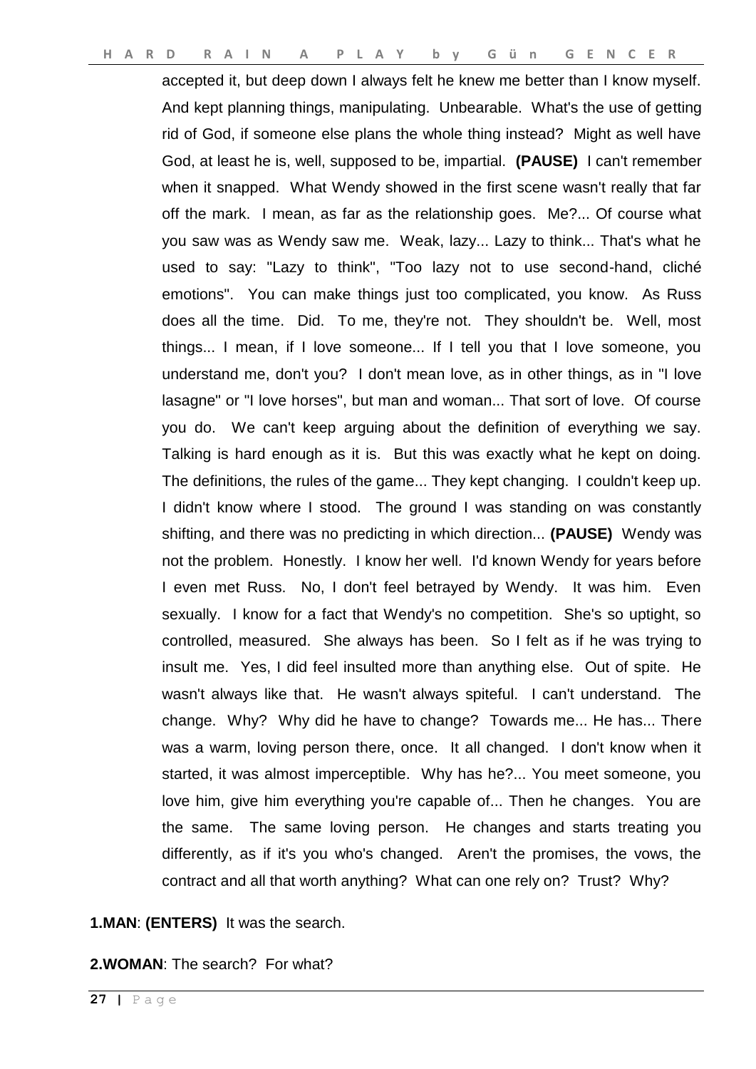accepted it, but deep down I always felt he knew me better than I know myself. And kept planning things, manipulating. Unbearable. What's the use of getting rid of God, if someone else plans the whole thing instead? Might as well have God, at least he is, well, supposed to be, impartial. **(PAUSE)** I can't remember when it snapped. What Wendy showed in the first scene wasn't really that far off the mark. I mean, as far as the relationship goes. Me?... Of course what you saw was as Wendy saw me. Weak, lazy... Lazy to think... That's what he used to say: "Lazy to think", "Too lazy not to use second-hand, cliché emotions". You can make things just too complicated, you know. As Russ does all the time. Did. To me, they're not. They shouldn't be. Well, most things... I mean, if I love someone... If I tell you that I love someone, you understand me, don't you? I don't mean love, as in other things, as in "I love lasagne" or "I love horses", but man and woman... That sort of love. Of course you do. We can't keep arguing about the definition of everything we say. Talking is hard enough as it is. But this was exactly what he kept on doing. The definitions, the rules of the game... They kept changing. I couldn't keep up. I didn't know where I stood. The ground I was standing on was constantly shifting, and there was no predicting in which direction... **(PAUSE)** Wendy was not the problem. Honestly. I know her well. I'd known Wendy for years before I even met Russ. No, I don't feel betrayed by Wendy. It was him. Even sexually. I know for a fact that Wendy's no competition. She's so uptight, so controlled, measured. She always has been. So I felt as if he was trying to insult me. Yes, I did feel insulted more than anything else. Out of spite. He wasn't always like that. He wasn't always spiteful. I can't understand. The change. Why? Why did he have to change? Towards me... He has... There was a warm, loving person there, once. It all changed. I don't know when it started, it was almost imperceptible. Why has he?... You meet someone, you love him, give him everything you're capable of... Then he changes. You are the same. The same loving person. He changes and starts treating you differently, as if it's you who's changed. Aren't the promises, the vows, the contract and all that worth anything? What can one rely on? Trust? Why?

**1.MAN**: **(ENTERS)** It was the search.

**2.WOMAN**: The search? For what?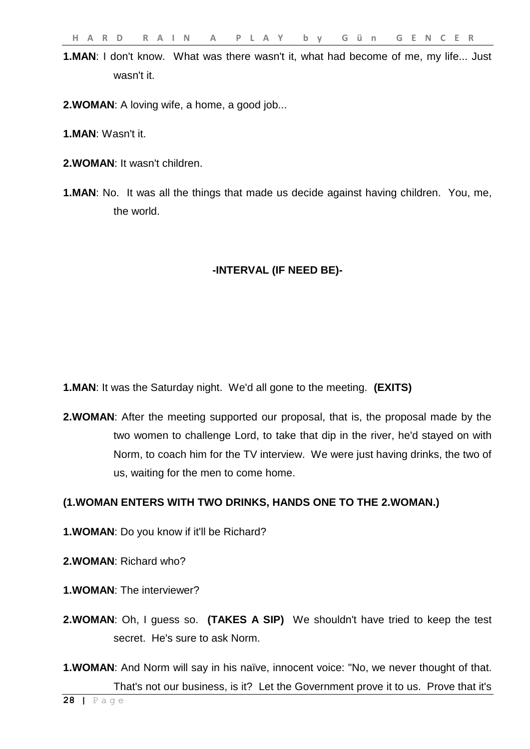**1.MAN**: I don't know. What was there wasn't it, what had become of me, my life... Just wasn't it.

**2.WOMAN**: A loving wife, a home, a good job...

**1.MAN**: Wasn't it.

**2.WOMAN**: It wasn't children.

**1.MAN**: No. It was all the things that made us decide against having children. You, me, the world.

**-INTERVAL (IF NEED BE)-**

**1.MAN**: It was the Saturday night. We'd all gone to the meeting. **(EXITS)**

**2.WOMAN**: After the meeting supported our proposal, that is, the proposal made by the two women to challenge Lord, to take that dip in the river, he'd stayed on with Norm, to coach him for the TV interview. We were just having drinks, the two of us, waiting for the men to come home.

**(1.WOMAN ENTERS WITH TWO DRINKS, HANDS ONE TO THE 2.WOMAN.)**

**1.WOMAN**: Do you know if it'll be Richard?

**2.WOMAN**: Richard who?

**1.WOMAN**: The interviewer?

**2.WOMAN**: Oh, I guess so. **(TAKES A SIP)** We shouldn't have tried to keep the test secret. He's sure to ask Norm.

**1.WOMAN**: And Norm will say in his naïve, innocent voice: "No, we never thought of that. That's not our business, is it? Let the Government prove it to us. Prove that it's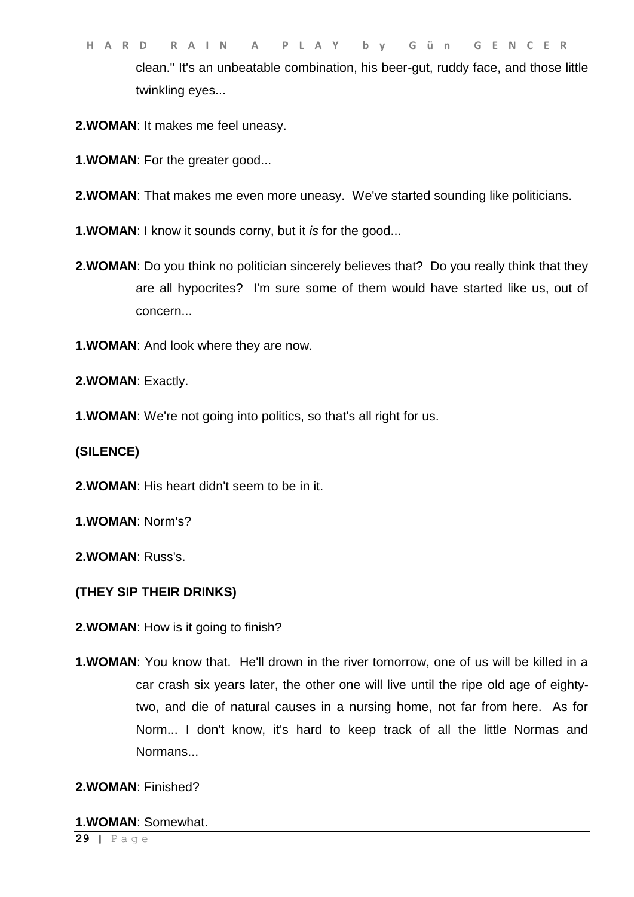clean." It's an unbeatable combination, his beer-gut, ruddy face, and those little twinkling eyes...

**2.WOMAN**: It makes me feel uneasy.

**1.WOMAN**: For the greater good...

**2.WOMAN**: That makes me even more uneasy. We've started sounding like politicians.

**1.WOMAN**: I know it sounds corny, but it *is* for the good...

**2.WOMAN**: Do you think no politician sincerely believes that? Do you really think that they are all hypocrites? I'm sure some of them would have started like us, out of concern...

**1.WOMAN**: And look where they are now.

**2.WOMAN**: Exactly.

**1.WOMAN**: We're not going into politics, so that's all right for us.

**(SILENCE)**

**2.WOMAN**: His heart didn't seem to be in it.

**1.WOMAN**: Norm's?

**2.WOMAN**: Russ's.

**(THEY SIP THEIR DRINKS)**

**2.WOMAN**: How is it going to finish?

**1.WOMAN**: You know that. He'll drown in the river tomorrow, one of us will be killed in a car crash six years later, the other one will live until the ripe old age of eighty-two, and die of natural causes in a nursing home, not far from here. As for Norm... I don't know, it's hard to keep track of all the little Normas and Normans...

**2.WOMAN**: Finished?

**1.WOMAN**: Somewhat.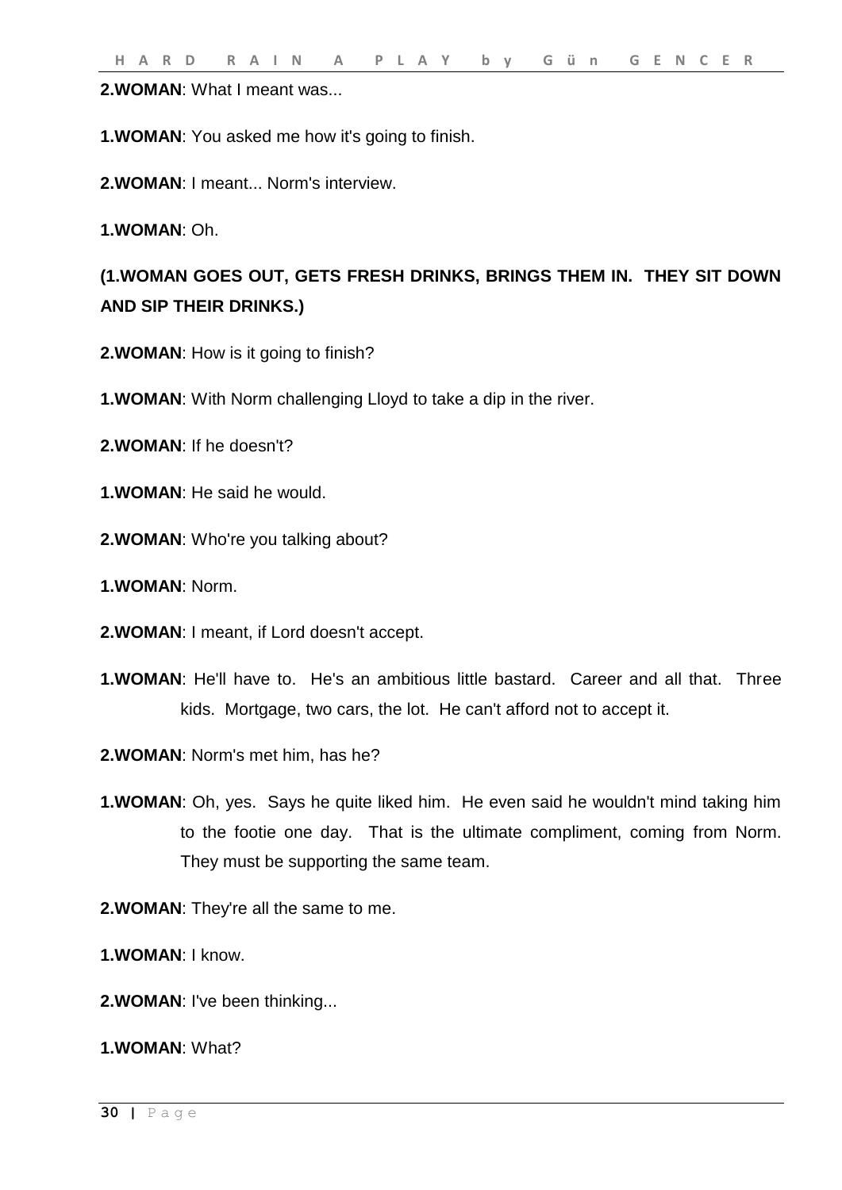**2.WOMAN**: What I meant was...

**1.WOMAN**: You asked me how it's going to finish.

**2.WOMAN**: I meant... Norm's interview.

**1.WOMAN**: Oh.

**(1.WOMAN GOES OUT, GETS FRESH DRINKS, BRINGS THEM IN. THEY SIT DOWN AND SIP THEIR DRINKS.)**

**2.WOMAN**: How is it going to finish?

**1.WOMAN**: With Norm challenging Lloyd to take a dip in the river.

**2.WOMAN**: If he doesn't?

**1.WOMAN**: He said he would.

**2.WOMAN**: Who're you talking about?

**1.WOMAN**: Norm.

**2.WOMAN**: I meant, if Lord doesn't accept.

**1.WOMAN**: He'll have to. He's an ambitious little bastard. Career and all that. Three kids. Mortgage, two cars, the lot. He can't afford not to accept it.

**2.WOMAN**: Norm's met him, has he?

**1.WOMAN**: Oh, yes. Says he quite liked him. He even said he wouldn't mind taking him to the footie one day. That is the ultimate compliment, coming from Norm. They must be supporting the same team.

**2.WOMAN**: They're all the same to me.

**1.WOMAN**: I know.

**2.WOMAN**: I've been thinking...

**1.WOMAN**: What?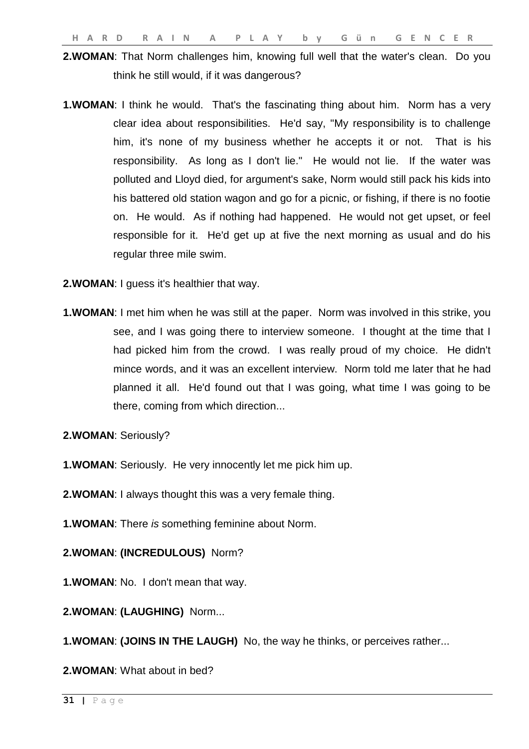**2.WOMAN**: That Norm challenges him, knowing full well that the water's clean. Do you think he still would, if it was dangerous?

**1.WOMAN**: I think he would. That's the fascinating thing about him. Norm has a very clear idea about responsibilities. He'd say, "My responsibility is to challenge him, it's none of my business whether he accepts it or not. That is his responsibility. As long as I don't lie." He would not lie. If the water was polluted and Lloyd died, for argument's sake, Norm would still pack his kids into his battered old station wagon and go for a picnic, or fishing, if there is no footie on. He would. As if nothing had happened. He would not get upset, or feel responsible for it. He'd get up at five the next morning as usual and do his regular three mile swim.

**2.WOMAN**: I guess it's healthier that way.

**1.WOMAN**: I met him when he was still at the paper. Norm was involved in this strike, you see, and I was going there to interview someone. I thought at the time that I had picked him from the crowd. I was really proud of my choice. He didn't mince words, and it was an excellent interview. Norm told me later that he had planned it all. He'd found out that I was going, what time I was going to be there, coming from which direction...

**2.WOMAN**: Seriously?

**1.WOMAN**: Seriously. He very innocently let me pick him up.

**2.WOMAN**: I always thought this was a very female thing.

**1.WOMAN**: There *is* something feminine about Norm.

**2.WOMAN**: **(INCREDULOUS)** Norm?

**1.WOMAN**: No. I don't mean that way.

**2.WOMAN**: **(LAUGHING)** Norm...

**1.WOMAN**: **(JOINS IN THE LAUGH)** No, the way he thinks, or perceives rather...

**2.WOMAN**: What about in bed?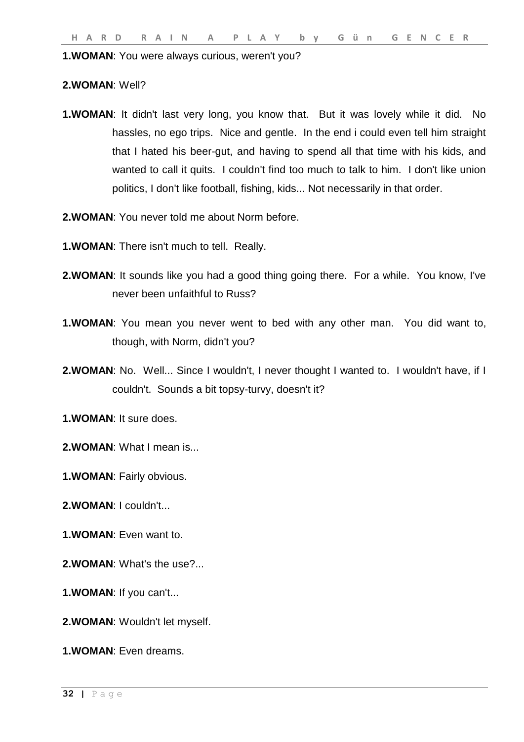**1.WOMAN**: You were always curious, weren't you?

**2.WOMAN**: Well?

**1.WOMAN**: It didn't last very long, you know that. But it was lovely while it did. No hassles, no ego trips. Nice and gentle. In the end i could even tell him straight that I hated his beer-gut, and having to spend all that time with his kids, and wanted to call it quits. I couldn't find too much to talk to him. I don't like union politics, I don't like football, fishing, kids... Not necessarily in that order.

**2.WOMAN**: You never told me about Norm before.

**1.WOMAN**: There isn't much to tell. Really.

**2.WOMAN**: It sounds like you had a good thing going there. For a while. You know, I've never been unfaithful to Russ?

**1.WOMAN**: You mean you never went to bed with any other man. You did want to, though, with Norm, didn't you?

**2.WOMAN**: No. Well... Since I wouldn't, I never thought I wanted to. I wouldn't have, if I couldn't. Sounds a bit topsy-turvy, doesn't it?

**1.WOMAN**: It sure does.

**2.WOMAN**: What I mean is...

**1.WOMAN**: Fairly obvious.

**2.WOMAN**: I couldn't...

**1.WOMAN**: Even want to.

**2.WOMAN**: What's the use?...

**1.WOMAN**: If you can't...

**2.WOMAN**: Wouldn't let myself.

**1.WOMAN**: Even dreams.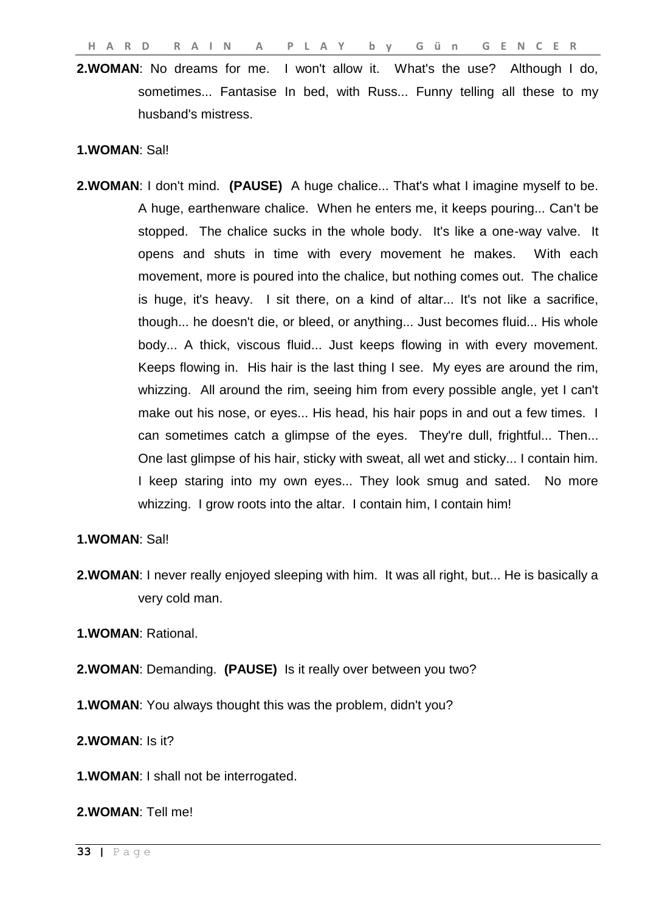**2.WOMAN**: No dreams for me. I won't allow it. What's the use? Although I do, sometimes... Fantasise In bed, with Russ... Funny telling all these to my husband's mistress.

**1.WOMAN**: Sal!

**2.WOMAN**: I don't mind. **(PAUSE)** A huge chalice... That's what I imagine myself to be. A huge, earthenware chalice. When he enters me, it keeps pouring... Can't be stopped. The chalice sucks in the whole body. It's like a one-way valve. It opens and shuts in time with every movement he makes. With each movement, more is poured into the chalice, but nothing comes out. The chalice is huge, it's heavy. I sit there, on a kind of altar... It's not like a sacrifice, though... he doesn't die, or bleed, or anything... Just becomes fluid... His whole body... A thick, viscous fluid... Just keeps flowing in with every movement. Keeps flowing in. His hair is the last thing I see. My eyes are around the rim, whizzing. All around the rim, seeing him from every possible angle, yet I can't make out his nose, or eyes... His head, his hair pops in and out a few times. I can sometimes catch a glimpse of the eyes. They're dull, frightful... Then... One last glimpse of his hair, sticky with sweat, all wet and sticky... I contain him. I keep staring into my own eyes... They look smug and sated. No more whizzing. I grow roots into the altar. I contain him, I contain him!

**1.WOMAN**: Sal!

**2.WOMAN**: I never really enjoyed sleeping with him. It was all right, but... He is basically a very cold man.

**1.WOMAN**: Rational.

**2.WOMAN**: Demanding. **(PAUSE)** Is it really over between you two?

**1.WOMAN**: You always thought this was the problem, didn't you?

**2.WOMAN**: Is it?

**1.WOMAN**: I shall not be interrogated.

**2.WOMAN**: Tell me!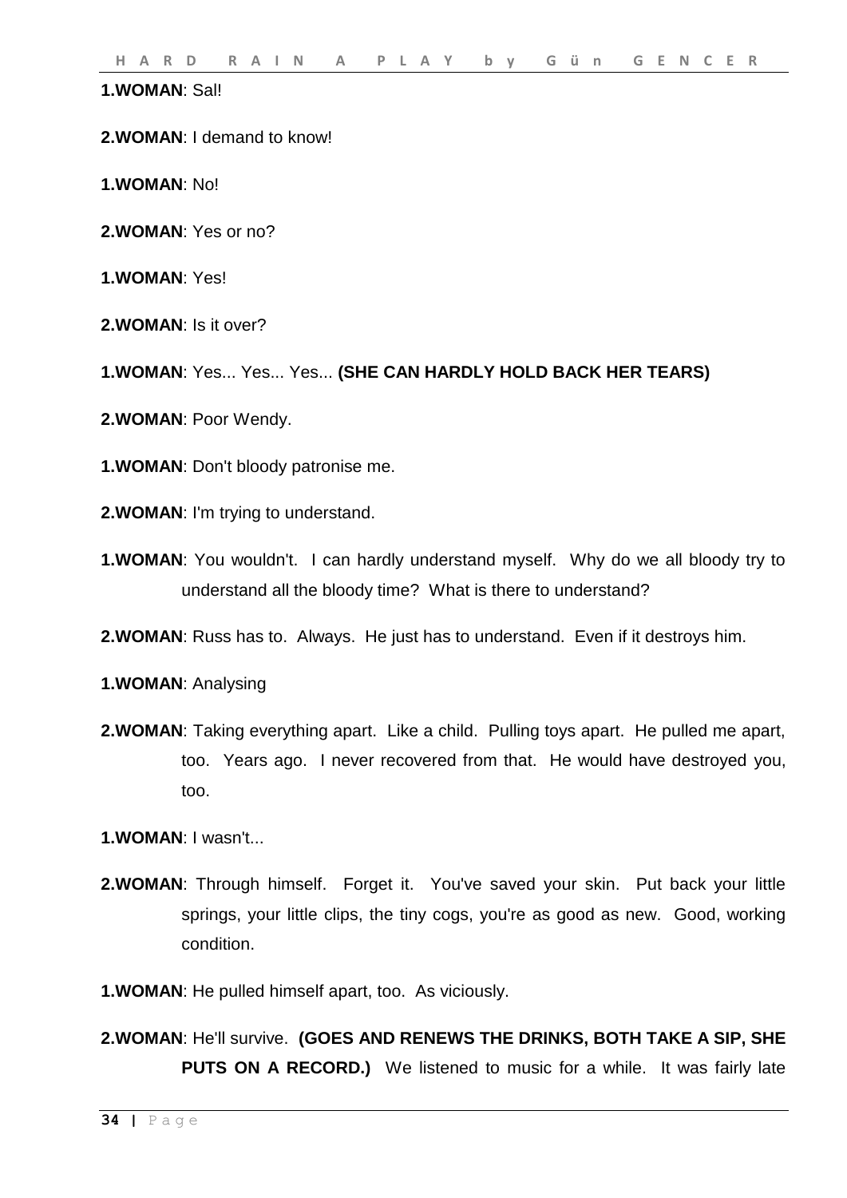**1.WOMAN**: Sal!

**2.WOMAN**: I demand to know!

**1.WOMAN**: No!

**2.WOMAN**: Yes or no?

**1.WOMAN**: Yes!

**2.WOMAN**: Is it over?

**1.WOMAN**: Yes... Yes... Yes... **(SHE CAN HARDLY HOLD BACK HER TEARS)**

**2.WOMAN**: Poor Wendy.

**1.WOMAN**: Don't bloody patronise me.

**2.WOMAN**: I'm trying to understand.

**1.WOMAN**: You wouldn't. I can hardly understand myself. Why do we all bloody try to understand all the bloody time? What is there to understand?

**2.WOMAN**: Russ has to. Always. He just has to understand. Even if it destroys him.

**1.WOMAN**: Analysing

**2.WOMAN**: Taking everything apart. Like a child. Pulling toys apart. He pulled me apart, too. Years ago. I never recovered from that. He would have destroyed you, too.

**1.WOMAN**: I wasn't...

**2.WOMAN**: Through himself. Forget it. You've saved your skin. Put back your little springs, your little clips, the tiny cogs, you're as good as new. Good, working condition.

**1.WOMAN**: He pulled himself apart, too. As viciously.

**2.WOMAN**: He'll survive. **(GOES AND RENEWS THE DRINKS, BOTH TAKE A SIP, SHE PUTS ON A RECORD.)** We listened to music for a while. It was fairly late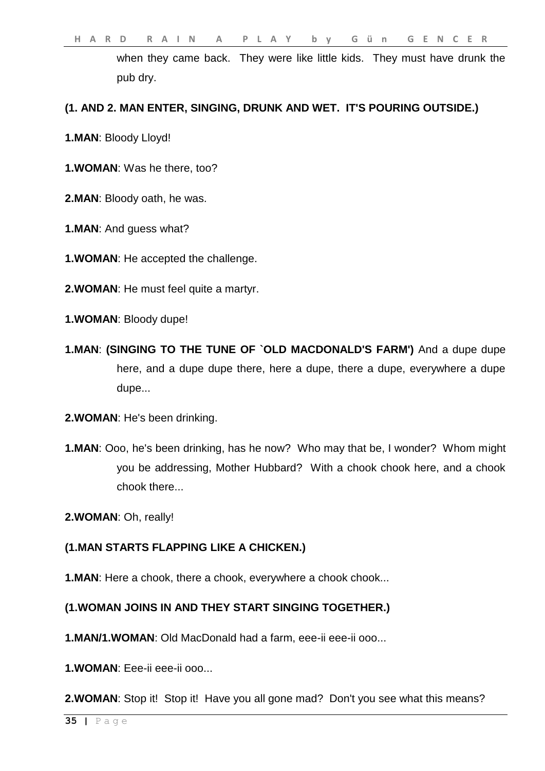when they came back. They were like little kids. They must have drunk the pub dry.

**(1. AND 2. MAN ENTER, SINGING, DRUNK AND WET. IT'S POURING OUTSIDE.)**

**1.MAN**: Bloody Lloyd!

**1.WOMAN**: Was he there, too?

**2.MAN**: Bloody oath, he was.

**1.MAN**: And guess what?

**1.WOMAN**: He accepted the challenge.

**2.WOMAN**: He must feel quite a martyr.

**1.WOMAN**: Bloody dupe!

**1.MAN**: **(SINGING TO THE TUNE OF `OLD MACDONALD'S FARM')** And a dupe dupe here, and a dupe dupe there, here a dupe, there a dupe, everywhere a dupe dupe...

**2.WOMAN**: He's been drinking.

**1.MAN**: Ooo, he's been drinking, has he now? Who may that be, I wonder? Whom might you be addressing, Mother Hubbard? With a chook chook here, and a chook chook there...

**2.WOMAN**: Oh, really!

**(1.MAN STARTS FLAPPING LIKE A CHICKEN.)**

**1.MAN**: Here a chook, there a chook, everywhere a chook chook...

**(1.WOMAN JOINS IN AND THEY START SINGING TOGETHER.)**

**1.MAN/1.WOMAN**: Old MacDonald had a farm, eee-ii eee-ii ooo...

**1.WOMAN**: Eee-ii eee-ii ooo...

**2.WOMAN**: Stop it! Stop it! Have you all gone mad? Don't you see what this means?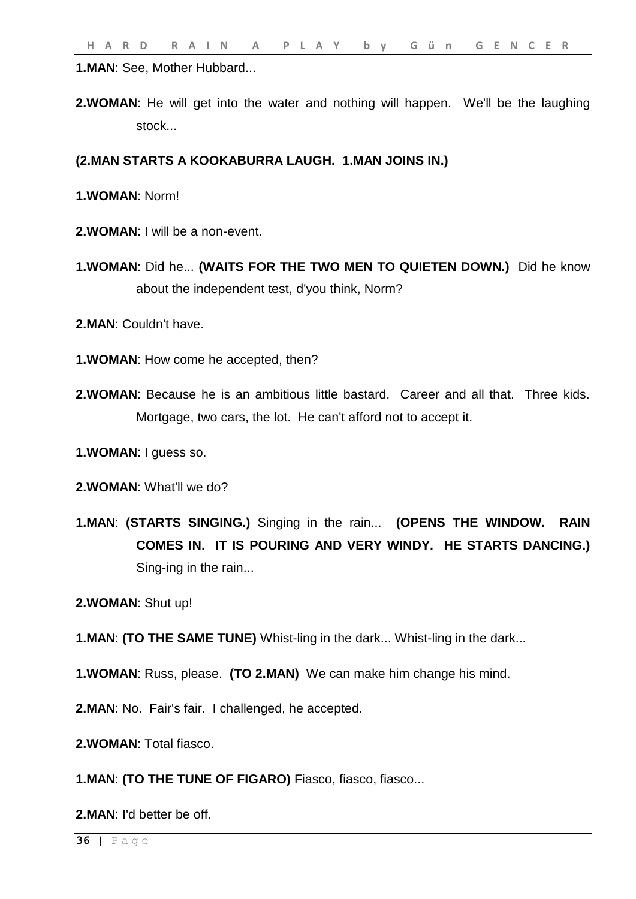**1.MAN**: See, Mother Hubbard...

**2.WOMAN**: He will get into the water and nothing will happen. We'll be the laughing stock...

**(2.MAN STARTS A KOOKABURRA LAUGH. 1.MAN JOINS IN.)**

**1.WOMAN**: Norm!

**2.WOMAN**: I will be a non-event.

**1.WOMAN**: Did he... **(WAITS FOR THE TWO MEN TO QUIETEN DOWN.)** Did he know about the independent test, d'you think, Norm?

**2.MAN**: Couldn't have.

**1.WOMAN**: How come he accepted, then?

**2.WOMAN**: Because he is an ambitious little bastard. Career and all that. Three kids. Mortgage, two cars, the lot. He can't afford not to accept it.

**1.WOMAN**: I guess so.

**2.WOMAN**: What'll we do?

**1.MAN**: **(STARTS SINGING.)** Singing in the rain... **(OPENS THE WINDOW. RAIN COMES IN. IT IS POURING AND VERY WINDY. HE STARTS DANCING.)** Sing-ing in the rain...

**2.WOMAN**: Shut up!

**1.MAN**: **(TO THE SAME TUNE)** Whist-ling in the dark... Whist-ling in the dark...

**1.WOMAN**: Russ, please. **(TO 2.MAN)** We can make him change his mind.

**2.MAN**: No. Fair's fair. I challenged, he accepted.

**2.WOMAN**: Total fiasco.

**1.MAN**: **(TO THE TUNE OF FIGARO)** Fiasco, fiasco, fiasco...

**2.MAN**: I'd better be off.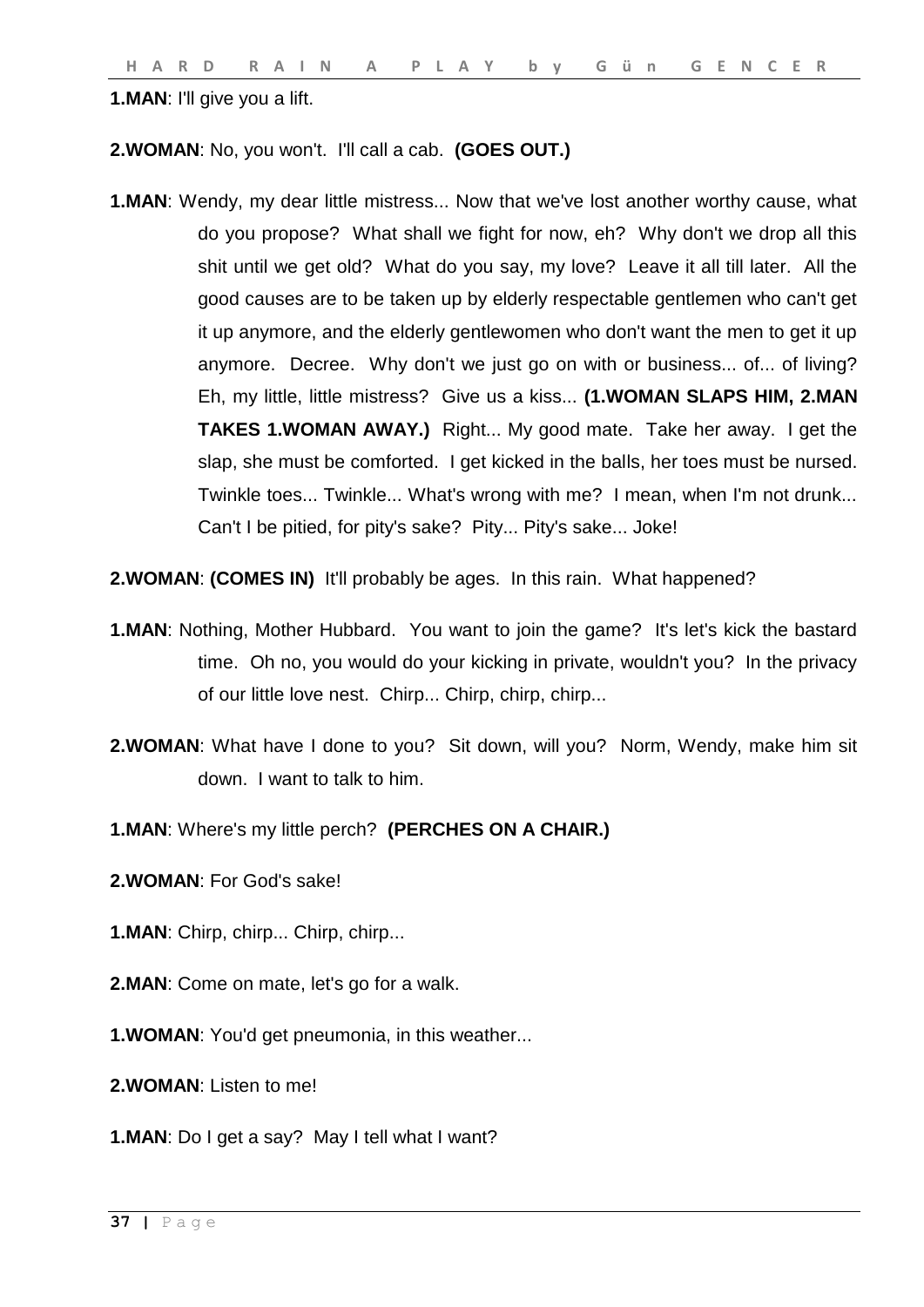**1.MAN**: I'll give you a lift.

**2.WOMAN**: No, you won't. I'll call a cab. **(GOES OUT.)**

**1.MAN**: Wendy, my dear little mistress... Now that we've lost another worthy cause, what do you propose? What shall we fight for now, eh? Why don't we drop all this shit until we get old? What do you say, my love? Leave it all till later. All the good causes are to be taken up by elderly respectable gentlemen who can't get it up anymore, and the elderly gentlewomen who don't want the men to get it up anymore. Decree. Why don't we just go on with or business... of... of living? Eh, my little, little mistress? Give us a kiss... **(1.WOMAN SLAPS HIM, 2.MAN TAKES 1.WOMAN AWAY.)** Right... My good mate. Take her away. I get the slap, she must be comforted. I get kicked in the balls, her toes must be nursed. Twinkle toes... Twinkle... What's wrong with me? I mean, when I'm not drunk... Can't I be pitied, for pity's sake? Pity... Pity's sake... Joke!

**2.WOMAN**: **(COMES IN)** It'll probably be ages. In this rain. What happened?

**1.MAN**: Nothing, Mother Hubbard. You want to join the game? It's let's kick the bastard time. Oh no, you would do your kicking in private, wouldn't you? In the privacy of our little love nest. Chirp... Chirp, chirp, chirp...

**2.WOMAN**: What have I done to you? Sit down, will you? Norm, Wendy, make him sit down. I want to talk to him.

**1.MAN**: Where's my little perch? **(PERCHES ON A CHAIR.)**

**2.WOMAN**: For God's sake!

**1.MAN**: Chirp, chirp... Chirp, chirp...

**2.MAN**: Come on mate, let's go for a walk.

**1.WOMAN**: You'd get pneumonia, in this weather...

**2.WOMAN**: Listen to me!

**1.MAN**: Do I get a say? May I tell what I want?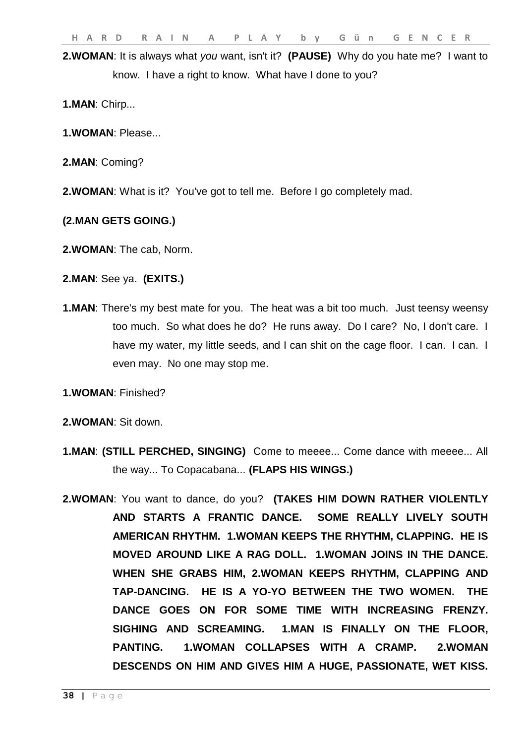**2.WOMAN**: It is always what *you* want, isn't it? **(PAUSE)** Why do you hate me? I want to know. I have a right to know. What have I done to you?

**1.MAN**: Chirp...

**1.WOMAN**: Please...

**2.MAN**: Coming?

**2.WOMAN**: What is it? You've got to tell me. Before I go completely mad.

**(2.MAN GETS GOING.)**

**2.WOMAN**: The cab, Norm.

**2.MAN**: See ya. **(EXITS.)**

**1.MAN**: There's my best mate for you. The heat was a bit too much. Just teensy weensy too much. So what does he do? He runs away. Do I care? No, I don't care. I have my water, my little seeds, and I can shit on the cage floor. I can. I can. I even may. No one may stop me.

**1.WOMAN**: Finished?

**2.WOMAN**: Sit down.

**1.MAN**: **(STILL PERCHED, SINGING)** Come to meeee... Come dance with meeee... All the way... To Copacabana... **(FLAPS HIS WINGS.)**

**2.WOMAN**: You want to dance, do you? **(TAKES HIM DOWN RATHER VIOLENTLY AND STARTS A FRANTIC DANCE. SOME REALLY LIVELY SOUTH AMERICAN RHYTHM. 1.WOMAN KEEPS THE RHYTHM, CLAPPING. HE IS MOVED AROUND LIKE A RAG DOLL. 1.WOMAN JOINS IN THE DANCE. WHEN SHE GRABS HIM, 2.WOMAN KEEPS RHYTHM, CLAPPING AND TAP-DANCING. HE IS A YO-YO BETWEEN THE TWO WOMEN. THE DANCE GOES ON FOR SOME TIME WITH INCREASING FRENZY. SIGHING AND SCREAMING. 1.MAN IS FINALLY ON THE FLOOR, PANTING. 1.WOMAN COLLAPSES WITH A CRAMP. 2.WOMAN DESCENDS ON HIM AND GIVES HIM A HUGE, PASSIONATE, WET KISS.**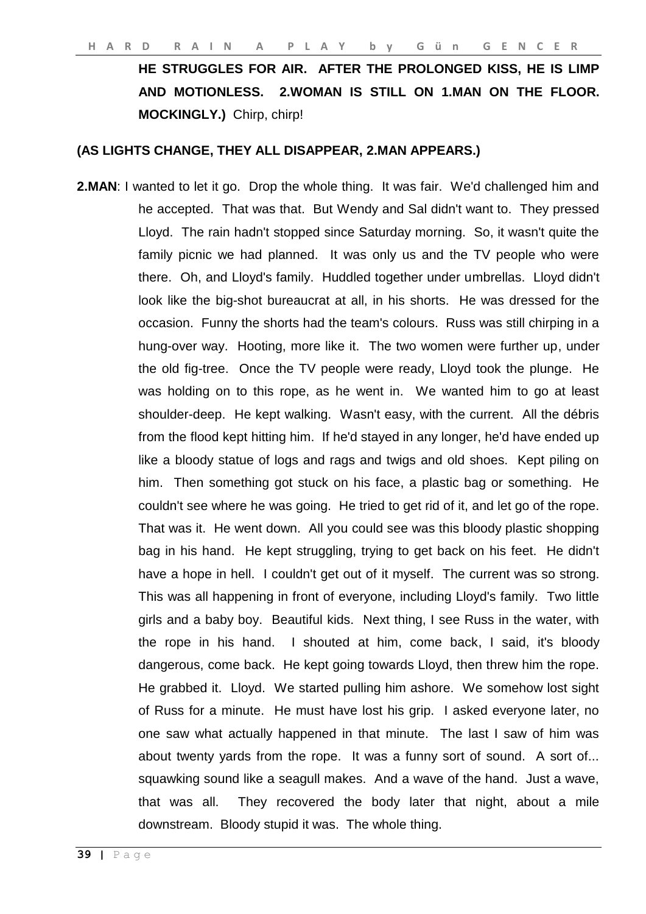**HE STRUGGLES FOR AIR. AFTER THE PROLONGED KISS, HE IS LIMP AND MOTIONLESS. 2.WOMAN IS STILL ON 1.MAN ON THE FLOOR. MOCKINGLY.)** Chirp, chirp!

**(AS LIGHTS CHANGE, THEY ALL DISAPPEAR, 2.MAN APPEARS.)**

**2.MAN**: I wanted to let it go. Drop the whole thing. It was fair. We'd challenged him and he accepted. That was that. But Wendy and Sal didn't want to. They pressed Lloyd. The rain hadn't stopped since Saturday morning. So, it wasn't quite the family picnic we had planned. It was only us and the TV people who were there. Oh, and Lloyd's family. Huddled together under umbrellas. Lloyd didn't look like the big-shot bureaucrat at all, in his shorts. He was dressed for the occasion. Funny the shorts had the team's colours. Russ was still chirping in a hung-over way. Hooting, more like it. The two women were further up, under the old fig-tree. Once the TV people were ready, Lloyd took the plunge. He was holding on to this rope, as he went in. We wanted him to go at least shoulder-deep. He kept walking. Wasn't easy, with the current. All the débris from the flood kept hitting him. If he'd stayed in any longer, he'd have ended up like a bloody statue of logs and rags and twigs and old shoes. Kept piling on him. Then something got stuck on his face, a plastic bag or something. He couldn't see where he was going. He tried to get rid of it, and let go of the rope. That was it. He went down. All you could see was this bloody plastic shopping bag in his hand. He kept struggling, trying to get back on his feet. He didn't have a hope in hell. I couldn't get out of it myself. The current was so strong. This was all happening in front of everyone, including Lloyd's family. Two little girls and a baby boy. Beautiful kids. Next thing, I see Russ in the water, with the rope in his hand. I shouted at him, come back, I said, it's bloody dangerous, come back. He kept going towards Lloyd, then threw him the rope. He grabbed it. Lloyd. We started pulling him ashore. We somehow lost sight of Russ for a minute. He must have lost his grip. I asked everyone later, no one saw what actually happened in that minute. The last I saw of him was about twenty yards from the rope. It was a funny sort of sound. A sort of... squawking sound like a seagull makes. And a wave of the hand. Just a wave, that was all. They recovered the body later that night, about a mile downstream. Bloody stupid it was. The whole thing.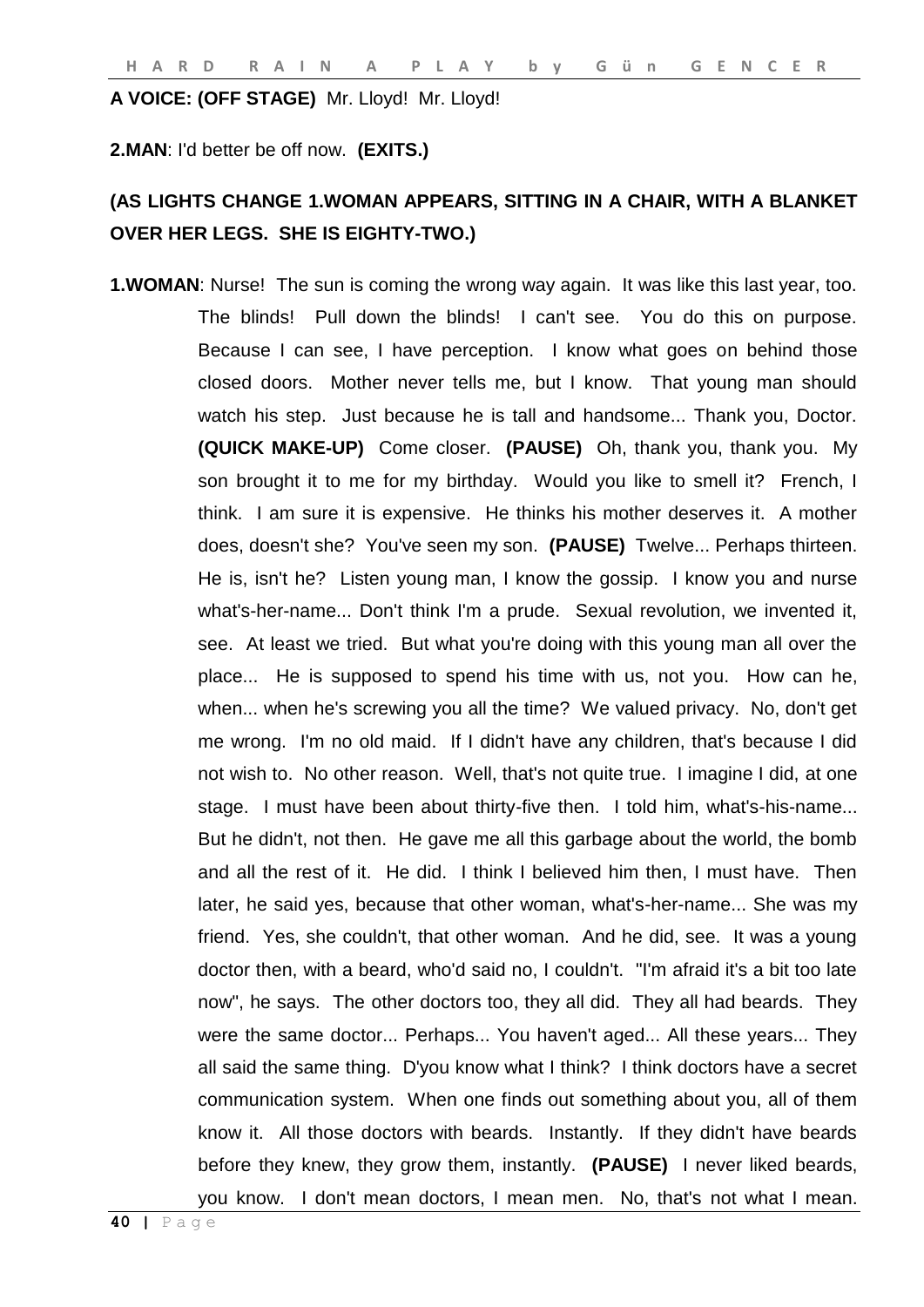**A VOICE: (OFF STAGE)** Mr. Lloyd! Mr. Lloyd!

**2.MAN**: I'd better be off now. **(EXITS.)**

**(AS LIGHTS CHANGE 1.WOMAN APPEARS, SITTING IN A CHAIR, WITH A BLANKET OVER HER LEGS. SHE IS EIGHTY-TWO.)**

**1.WOMAN**: Nurse! The sun is coming the wrong way again. It was like this last year, too. The blinds! Pull down the blinds! I can't see. You do this on purpose. Because I can see, I have perception. I know what goes on behind those closed doors. Mother never tells me, but I know. That young man should watch his step. Just because he is tall and handsome... Thank you, Doctor. **(QUICK MAKE-UP)** Come closer. **(PAUSE)** Oh, thank you, thank you. My son brought it to me for my birthday. Would you like to smell it? French, I think. I am sure it is expensive. He thinks his mother deserves it. A mother does, doesn't she? You've seen my son. **(PAUSE)** Twelve... Perhaps thirteen. He is, isn't he? Listen young man, I know the gossip. I know you and nurse what's-her-name... Don't think I'm a prude. Sexual revolution, we invented it, see. At least we tried. But what you're doing with this young man all over the place... He is supposed to spend his time with us, not you. How can he, when... when he's screwing you all the time? We valued privacy. No, don't get me wrong. I'm no old maid. If I didn't have any children, that's because I did not wish to. No other reason. Well, that's not quite true. I imagine I did, at one stage. I must have been about thirty-five then. I told him, what's-his-name... But he didn't, not then. He gave me all this garbage about the world, the bomb and all the rest of it. He did. I think I believed him then, I must have. Then later, he said yes, because that other woman, what's-her-name... She was my friend. Yes, she couldn't, that other woman. And he did, see. It was a young doctor then, with a beard, who'd said no, I couldn't. "I'm afraid it's a bit too late now", he says. The other doctors too, they all did. They all had beards. They were the same doctor... Perhaps... You haven't aged... All these years... They all said the same thing. D'you know what I think? I think doctors have a secret communication system. When one finds out something about you, all of them know it. All those doctors with beards. Instantly. If they didn't have beards before they knew, they grow them, instantly. **(PAUSE)** I never liked beards, you know. I don't mean doctors, I mean men. No, that's not what I mean.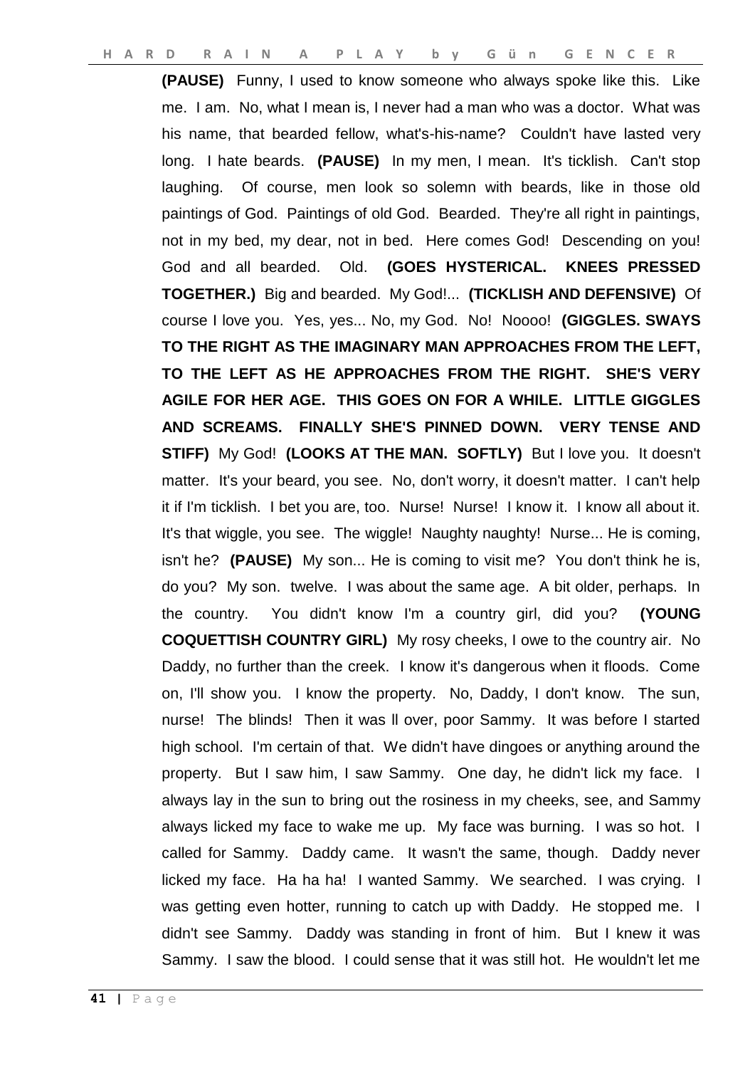**(PAUSE)** Funny, I used to know someone who always spoke like this. Like me. I am. No, what I mean is, I never had a man who was a doctor. What was his name, that bearded fellow, what's-his-name? Couldn't have lasted very long. I hate beards. **(PAUSE)** In my men, I mean. It's ticklish. Can't stop laughing. Of course, men look so solemn with beards, like in those old paintings of God. Paintings of old God. Bearded. They're all right in paintings, not in my bed, my dear, not in bed. Here comes God! Descending on you! God and all bearded. Old. **(GOES HYSTERICAL. KNEES PRESSED TOGETHER.)** Big and bearded. My God!... **(TICKLISH AND DEFENSIVE)** Of course I love you. Yes, yes... No, my God. No! Noooo! **(GIGGLES. SWAYS TO THE RIGHT AS THE IMAGINARY MAN APPROACHES FROM THE LEFT, TO THE LEFT AS HE APPROACHES FROM THE RIGHT. SHE'S VERY AGILE FOR HER AGE. THIS GOES ON FOR A WHILE. LITTLE GIGGLES AND SCREAMS. FINALLY SHE'S PINNED DOWN. VERY TENSE AND STIFF)** My God! **(LOOKS AT THE MAN. SOFTLY)** But I love you. It doesn't matter. It's your beard, you see. No, don't worry, it doesn't matter. I can't help it if I'm ticklish. I bet you are, too. Nurse! Nurse! I know it. I know all about it. It's that wiggle, you see. The wiggle! Naughty naughty! Nurse... He is coming, isn't he? **(PAUSE)** My son... He is coming to visit me? You don't think he is, do you? My son. twelve. I was about the same age. A bit older, perhaps. In the country. You didn't know I'm a country girl, did you? **(YOUNG COQUETTISH COUNTRY GIRL)** My rosy cheeks, I owe to the country air. No Daddy, no further than the creek. I know it's dangerous when it floods. Come on, I'll show you. I know the property. No, Daddy, I don't know. The sun, nurse! The blinds! Then it was ll over, poor Sammy. It was before I started high school. I'm certain of that. We didn't have dingoes or anything around the property. But I saw him, I saw Sammy. One day, he didn't lick my face. I always lay in the sun to bring out the rosiness in my cheeks, see, and Sammy always licked my face to wake me up. My face was burning. I was so hot. I called for Sammy. Daddy came. It wasn't the same, though. Daddy never licked my face. Ha ha ha! I wanted Sammy. We searched. I was crying. I was getting even hotter, running to catch up with Daddy. He stopped me. I didn't see Sammy. Daddy was standing in front of him. But I knew it was Sammy. I saw the blood. I could sense that it was still hot. He wouldn't let me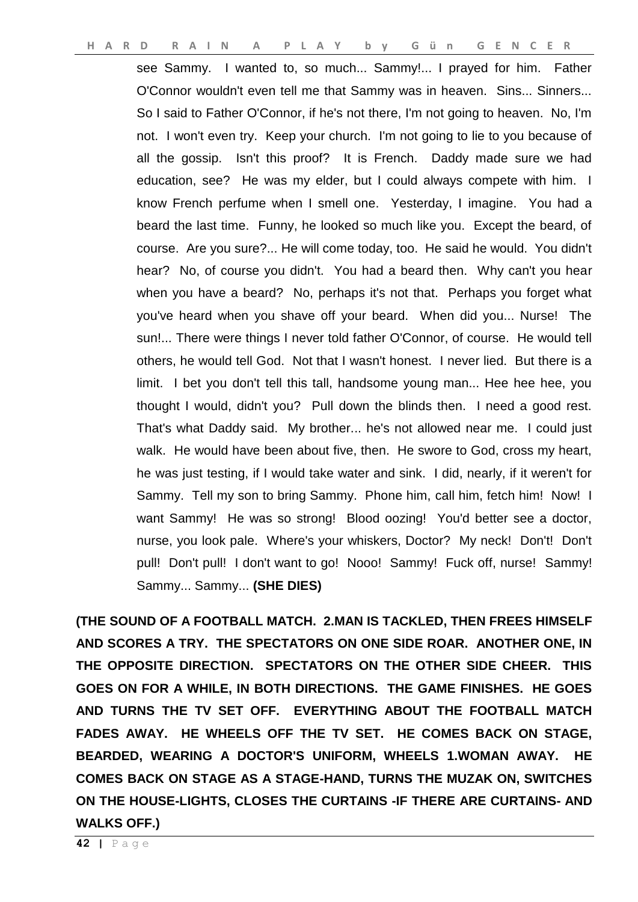see Sammy. I wanted to, so much... Sammy!... I prayed for him. Father O'Connor wouldn't even tell me that Sammy was in heaven. Sins... Sinners... So I said to Father O'Connor, if he's not there, I'm not going to heaven. No, I'm not. I won't even try. Keep your church. I'm not going to lie to you because of all the gossip. Isn't this proof? It is French. Daddy made sure we had education, see? He was my elder, but I could always compete with him. I know French perfume when I smell one. Yesterday, I imagine. You had a beard the last time. Funny, he looked so much like you. Except the beard, of course. Are you sure?... He will come today, too. He said he would. You didn't hear? No, of course you didn't. You had a beard then. Why can't you hear when you have a beard? No, perhaps it's not that. Perhaps you forget what you've heard when you shave off your beard. When did you... Nurse! The sun!... There were things I never told father O'Connor, of course. He would tell others, he would tell God. Not that I wasn't honest. I never lied. But there is a limit. I bet you don't tell this tall, handsome young man... Hee hee hee, you thought I would, didn't you? Pull down the blinds then. I need a good rest. That's what Daddy said. My brother... he's not allowed near me. I could just walk. He would have been about five, then. He swore to God, cross my heart, he was just testing, if I would take water and sink. I did, nearly, if it weren't for Sammy. Tell my son to bring Sammy. Phone him, call him, fetch him! Now! I want Sammy! He was so strong! Blood oozing! You'd better see a doctor, nurse, you look pale. Where's your whiskers, Doctor? My neck! Don't! Don't pull! Don't pull! I don't want to go! Nooo! Sammy! Fuck off, nurse! Sammy! Sammy... Sammy... **(SHE DIES)**

**(THE SOUND OF A FOOTBALL MATCH. 2.MAN IS TACKLED, THEN FREES HIMSELF AND SCORES A TRY. THE SPECTATORS ON ONE SIDE ROAR. ANOTHER ONE, IN THE OPPOSITE DIRECTION. SPECTATORS ON THE OTHER SIDE CHEER. THIS GOES ON FOR A WHILE, IN BOTH DIRECTIONS. THE GAME FINISHES. HE GOES AND TURNS THE TV SET OFF. EVERYTHING ABOUT THE FOOTBALL MATCH FADES AWAY. HE WHEELS OFF THE TV SET. HE COMES BACK ON STAGE, BEARDED, WEARING A DOCTOR'S UNIFORM, WHEELS 1.WOMAN AWAY. HE COMES BACK ON STAGE AS A STAGE-HAND, TURNS THE MUZAK ON, SWITCHES ON THE HOUSE-LIGHTS, CLOSES THE CURTAINS -IF THERE ARE CURTAINS- AND WALKS OFF.)**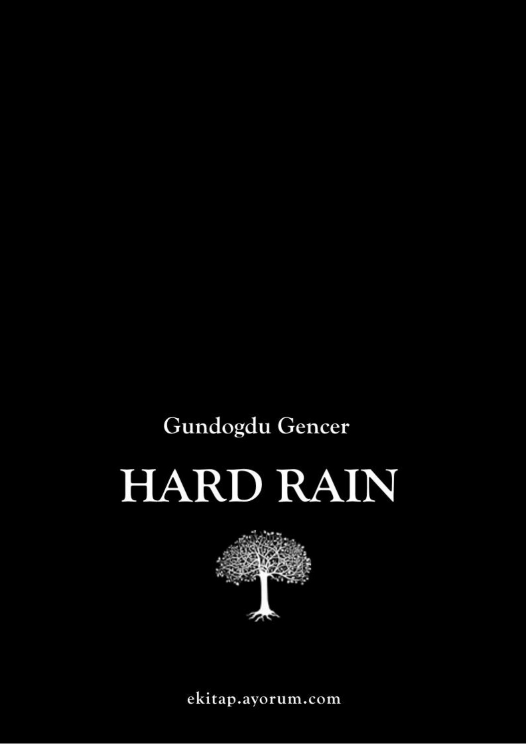Gundogdu Gencer

# HARD RAIN

ekitap.ayorum.com